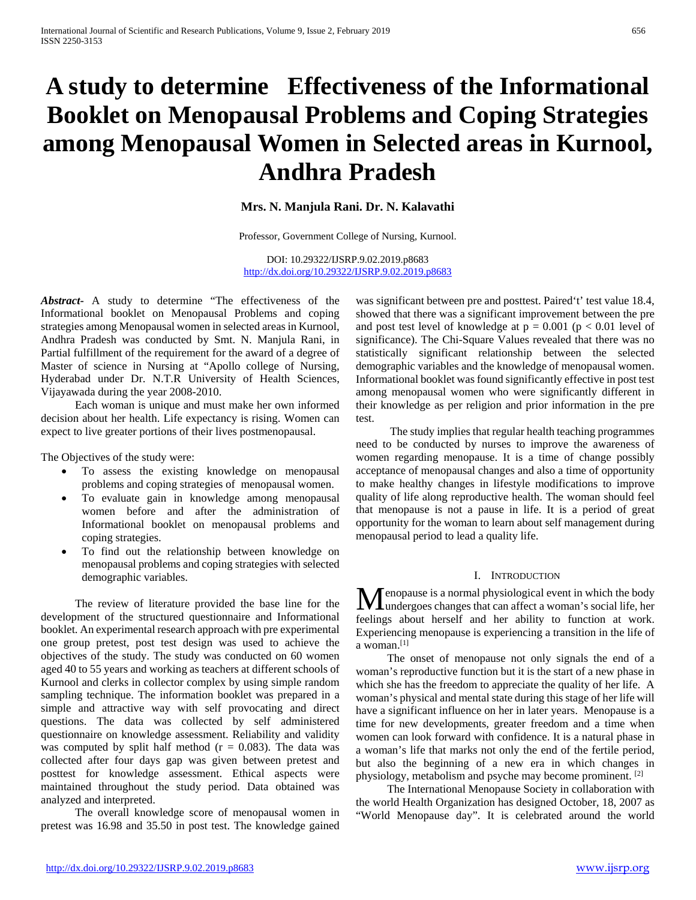# A study to determine Effectiveness of the Informational Booklet on Menopausal Problems and Coping Strategies among Menopausal Women in Selected areas in Kurnool, Andhra Pradesh

**Mrs. N. Manjula Rani. Dr. N. Kalavathi**

Professor, Government College of Nursing, Kurnool.

DOI: 10.29322/IJSRP.9.02.2019.p8683
http://dx.doi.org/10.29322/IJSRP.9.02.2019.p8683

***Abstract-*** A study to determine "The effectiveness of the Informational booklet on Menopausal Problems and coping strategies among Menopausal women in selected areas in Kurnool, Andhra Pradesh was conducted by Smt. N. Manjula Rani, in Partial fulfillment of the requirement for the award of a degree of Master of science in Nursing at "Apollo college of Nursing, Hyderabad under Dr. N.T.R University of Health Sciences, Vijayawada during the year 2008-2010.

Each woman is unique and must make her own informed decision about her health. Life expectancy is rising. Women can expect to live greater portions of their lives postmenopausal.

The Objectives of the study were:

- To assess the existing knowledge on menopausal problems and coping strategies of menopausal women.
- To evaluate gain in knowledge among menopausal women before and after the administration of Informational booklet on menopausal problems and coping strategies.
- To find out the relationship between knowledge on menopausal problems and coping strategies with selected demographic variables.

The review of literature provided the base line for the development of the structured questionnaire and Informational booklet. An experimental research approach with pre experimental one group pretest, post test design was used to achieve the objectives of the study. The study was conducted on 60 women aged 40 to 55 years and working as teachers at different schools of Kurnool and clerks in collector complex by using simple random sampling technique. The information booklet was prepared in a simple and attractive way with self provocating and direct questions. The data was collected by self administered questionnaire on knowledge assessment. Reliability and validity was computed by split half method ($r = 0.083$). The data was collected after four days gap was given between pretest and posttest for knowledge assessment. Ethical aspects were maintained throughout the study period. Data obtained was analyzed and interpreted.

The overall knowledge score of menopausal women in pretest was 16.98 and 35.50 in post test. The knowledge gained was significant between pre and posttest. Paired't' test value 18.4, showed that there was a significant improvement between the pre and post test level of knowledge at $p = 0.001$ ($p < 0.01$ level of significance). The Chi-Square Values revealed that there was no statistically significant relationship between the selected demographic variables and the knowledge of menopausal women. Informational booklet was found significantly effective in post test among menopausal women who were significantly different in their knowledge as per religion and prior information in the pre test.

The study implies that regular health teaching programmes need to be conducted by nurses to improve the awareness of women regarding menopause. It is a time of change possibly acceptance of menopausal changes and also a time of opportunity to make healthy changes in lifestyle modifications to improve quality of life along reproductive health. The woman should feel that menopause is not a pause in life. It is a period of great opportunity for the woman to learn about self management during menopausal period to lead a quality life.

## I. Introduction

Menopause is a normal physiological event in which the body undergoes changes that can affect a woman's social life, her feelings about herself and her ability to function at work. Experiencing menopause is experiencing a transition in the life of a woman.[1]

The onset of menopause not only signals the end of a woman's reproductive function but it is the start of a new phase in which she has the freedom to appreciate the quality of her life. A woman's physical and mental state during this stage of her life will have a significant influence on her in later years. Menopause is a time for new developments, greater freedom and a time when women can look forward with confidence. It is a natural phase in a woman's life that marks not only the end of the fertile period, but also the beginning of a new era in which changes in physiology, metabolism and psyche may become prominent. [2]

The International Menopause Society in collaboration with the world Health Organization has designed October, 18, 2007 as "World Menopause day". It is celebrated around the world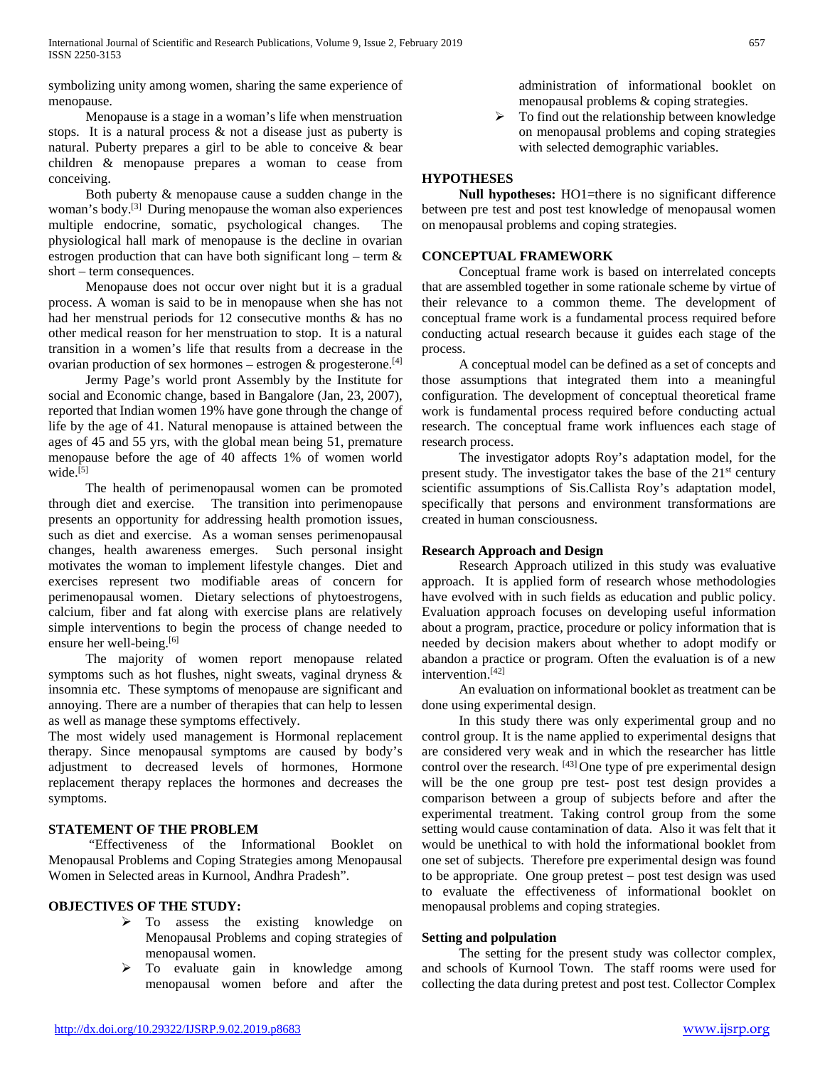symbolizing unity among women, sharing the same experience of menopause.

Menopause is a stage in a woman's life when menstruation stops. It is a natural process & not a disease just as puberty is natural. Puberty prepares a girl to be able to conceive & bear children & menopause prepares a woman to cease from conceiving.

Both puberty & menopause cause a sudden change in the woman's body.[3] During menopause the woman also experiences multiple endocrine, somatic, psychological changes. The physiological hall mark of menopause is the decline in ovarian estrogen production that can have both significant long – term & short – term consequences.

Menopause does not occur over night but it is a gradual process. A woman is said to be in menopause when she has not had her menstrual periods for 12 consecutive months & has no other medical reason for her menstruation to stop. It is a natural transition in a women's life that results from a decrease in the ovarian production of sex hormones – estrogen & progesterone.[4]

Jermy Page's world pront Assembly by the Institute for social and Economic change, based in Bangalore (Jan, 23, 2007), reported that Indian women 19% have gone through the change of life by the age of 41. Natural menopause is attained between the ages of 45 and 55 yrs, with the global mean being 51, premature menopause before the age of 40 affects 1% of women world wide.[5]

The health of perimenopausal women can be promoted through diet and exercise. The transition into perimenopause presents an opportunity for addressing health promotion issues, such as diet and exercise. As a woman senses perimenopausal changes, health awareness emerges. Such personal insight motivates the woman to implement lifestyle changes. Diet and exercises represent two modifiable areas of concern for perimenopausal women. Dietary selections of phytoestrogens, calcium, fiber and fat along with exercise plans are relatively simple interventions to begin the process of change needed to ensure her well-being.[6]

The majority of women report menopause related symptoms such as hot flushes, night sweats, vaginal dryness & insomnia etc. These symptoms of menopause are significant and annoying. There are a number of therapies that can help to lessen as well as manage these symptoms effectively.

The most widely used management is Hormonal replacement therapy. Since menopausal symptoms are caused by body's adjustment to decreased levels of hormones, Hormone replacement therapy replaces the hormones and decreases the symptoms.

## STATEMENT OF THE PROBLEM

"Effectiveness of the Informational Booklet on Menopausal Problems and Coping Strategies among Menopausal Women in Selected areas in Kurnool, Andhra Pradesh".

## OBJECTIVES OF THE STUDY:

- To assess the existing knowledge on Menopausal Problems and coping strategies of menopausal women.
- To evaluate gain in knowledge among menopausal women before and after the administration of informational booklet on menopausal problems & coping strategies.
- To find out the relationship between knowledge on menopausal problems and coping strategies with selected demographic variables.

## HYPOTHESES

**Null hypotheses:** HO1=there is no significant difference between pre test and post test knowledge of menopausal women on menopausal problems and coping strategies.

## CONCEPTUAL FRAMEWORK

Conceptual frame work is based on interrelated concepts that are assembled together in some rationale scheme by virtue of their relevance to a common theme. The development of conceptual frame work is a fundamental process required before conducting actual research because it guides each stage of the process.

A conceptual model can be defined as a set of concepts and those assumptions that integrated them into a meaningful configuration. The development of conceptual theoretical frame work is fundamental process required before conducting actual research. The conceptual frame work influences each stage of research process.

The investigator adopts Roy's adaptation model, for the present study. The investigator takes the base of the 21st century scientific assumptions of Sis.Callista Roy's adaptation model, specifically that persons and environment transformations are created in human consciousness.

### Research Approach and Design

Research Approach utilized in this study was evaluative approach. It is applied form of research whose methodologies have evolved with in such fields as education and public policy. Evaluation approach focuses on developing useful information about a program, practice, procedure or policy information that is needed by decision makers about whether to adopt modify or abandon a practice or program. Often the evaluation is of a new intervention.[42]

An evaluation on informational booklet as treatment can be done using experimental design.

In this study there was only experimental group and no control group. It is the name applied to experimental designs that are considered very weak and in which the researcher has little control over the research. [43] One type of pre experimental design will be the one group pre test- post test design provides a comparison between a group of subjects before and after the experimental treatment. Taking control group from the some setting would cause contamination of data. Also it was felt that it would be unethical to with hold the informational booklet from one set of subjects. Therefore pre experimental design was found to be appropriate. One group pretest – post test design was used to evaluate the effectiveness of informational booklet on menopausal problems and coping strategies.

### Setting and polpulation

The setting for the present study was collector complex, and schools of Kurnool Town. The staff rooms were used for collecting the data during pretest and post test. Collector Complex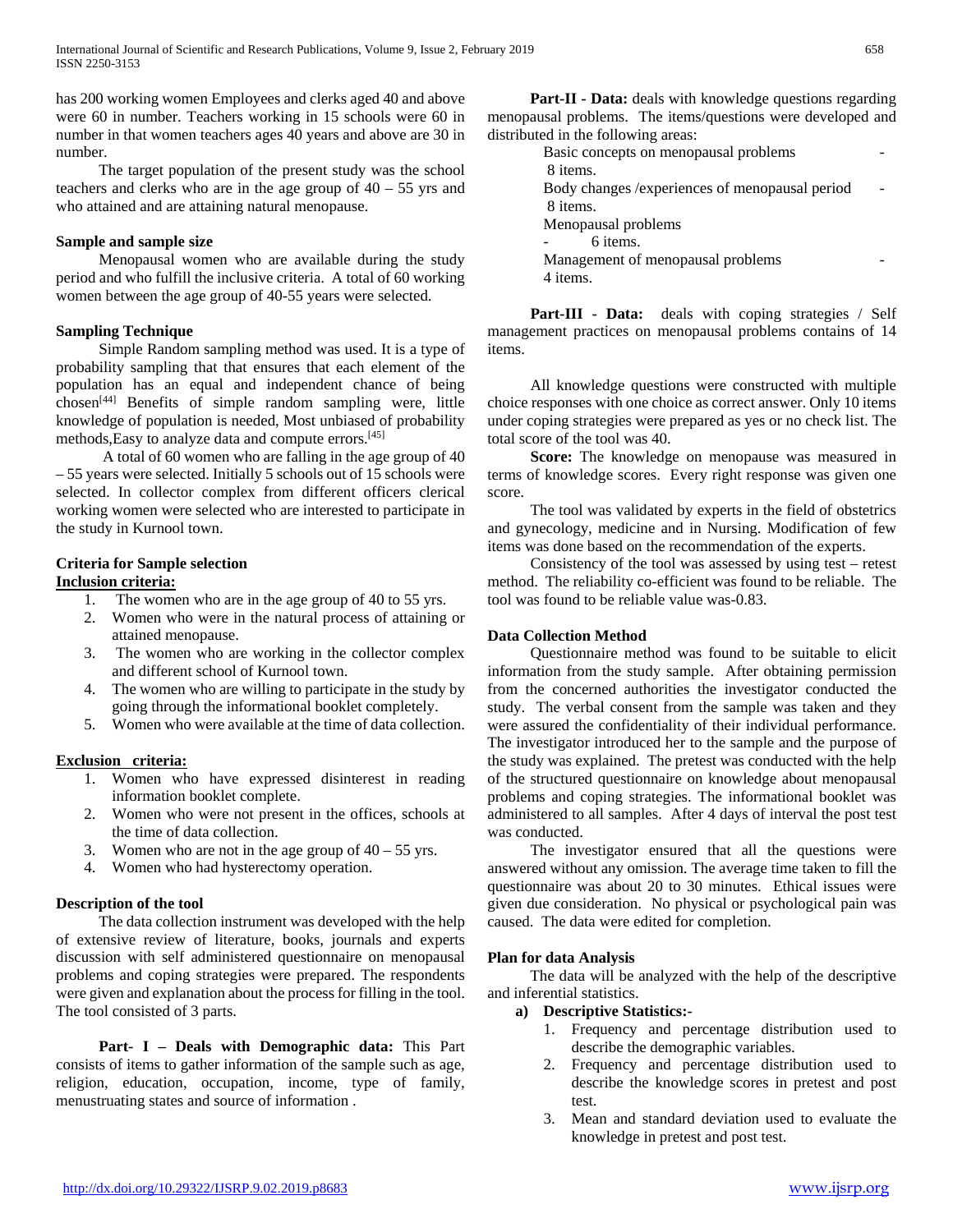has 200 working women Employees and clerks aged 40 and above were 60 in number. Teachers working in 15 schools were 60 in number in that women teachers ages 40 years and above are 30 in number.

The target population of the present study was the school teachers and clerks who are in the age group of 40 – 55 yrs and who attained and are attaining natural menopause.

**Sample and sample size**

Menopausal women who are available during the study period and who fulfill the inclusive criteria. A total of 60 working women between the age group of 40-55 years were selected.

**Sampling Technique**

Simple Random sampling method was used. It is a type of probability sampling that that ensures that each element of the population has an equal and independent chance of being chosen[44] Benefits of simple random sampling were, little knowledge of population is needed, Most unbiased of probability methods,Easy to analyze data and compute errors.[45]

A total of 60 women who are falling in the age group of 40 – 55 years were selected. Initially 5 schools out of 15 schools were selected. In collector complex from different officers clerical working women were selected who are interested to participate in the study in Kurnool town.

**Criteria for Sample selection**

**Inclusion criteria:**

1. The women who are in the age group of 40 to 55 yrs.
2. Women who were in the natural process of attaining or attained menopause.
3. The women who are working in the collector complex and different school of Kurnool town.
4. The women who are willing to participate in the study by going through the informational booklet completely.
5. Women who were available at the time of data collection.

**Exclusion criteria:**

1. Women who have expressed disinterest in reading information booklet complete.
2. Women who were not present in the offices, schools at the time of data collection.
3. Women who are not in the age group of 40 – 55 yrs.
4. Women who had hysterectomy operation.

**Description of the tool**

The data collection instrument was developed with the help of extensive review of literature, books, journals and experts discussion with self administered questionnaire on menopausal problems and coping strategies were prepared. The respondents were given and explanation about the process for filling in the tool. The tool consisted of 3 parts.

**Part- I – Deals with Demographic data:** This Part consists of items to gather information of the sample such as age, religion, education, occupation, income, type of family, menustruating states and source of information .

**Part-II - Data:** deals with knowledge questions regarding menopausal problems. The items/questions were developed and distributed in the following areas:

Basic concepts on menopausal problems - 8 items.
Body changes /experiences of menopausal period - 8 items.
Menopausal problems - 6 items.
Management of menopausal problems - 4 items.

**Part-III - Data:** deals with coping strategies / Self management practices on menopausal problems contains of 14 items.

All knowledge questions were constructed with multiple choice responses with one choice as correct answer. Only 10 items under coping strategies were prepared as yes or no check list. The total score of the tool was 40.

**Score:** The knowledge on menopause was measured in terms of knowledge scores. Every right response was given one score.

The tool was validated by experts in the field of obstetrics and gynecology, medicine and in Nursing. Modification of few items was done based on the recommendation of the experts.

Consistency of the tool was assessed by using test – retest method. The reliability co-efficient was found to be reliable. The tool was found to be reliable value was-0.83.

**Data Collection Method**

Questionnaire method was found to be suitable to elicit information from the study sample. After obtaining permission from the concerned authorities the investigator conducted the study. The verbal consent from the sample was taken and they were assured the confidentiality of their individual performance. The investigator introduced her to the sample and the purpose of the study was explained. The pretest was conducted with the help of the structured questionnaire on knowledge about menopausal problems and coping strategies. The informational booklet was administered to all samples. After 4 days of interval the post test was conducted.

The investigator ensured that all the questions were answered without any omission. The average time taken to fill the questionnaire was about 20 to 30 minutes. Ethical issues were given due consideration. No physical or psychological pain was caused. The data were edited for completion.

**Plan for data Analysis**

The data will be analyzed with the help of the descriptive and inferential statistics.

**a) Descriptive Statistics:-**

1. Frequency and percentage distribution used to describe the demographic variables.
2. Frequency and percentage distribution used to describe the knowledge scores in pretest and post test.
3. Mean and standard deviation used to evaluate the knowledge in pretest and post test.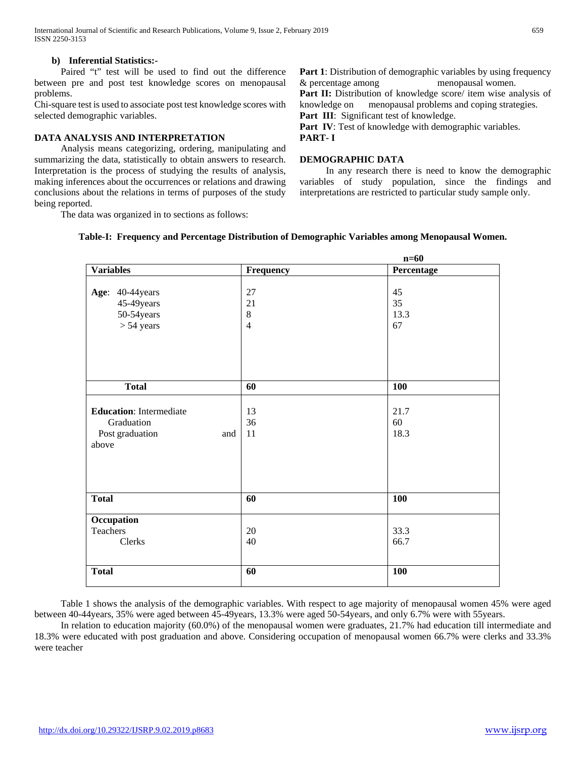### b) Inferential Statistics:-

Paired "t" test will be used to find out the difference between pre and post test knowledge scores on menopausal problems.

Chi-square test is used to associate post test knowledge scores with selected demographic variables.

## DATA ANALYSIS AND INTERPRETATION

Analysis means categorizing, ordering, manipulating and summarizing the data, statistically to obtain answers to research. Interpretation is the process of studying the results of analysis, making inferences about the occurrences or relations and drawing conclusions about the relations in terms of purposes of the study being reported.

The data was organized in to sections as follows:

**Part 1**: Distribution of demographic variables by using frequency & percentage among menopausal women.

**Part II:** Distribution of knowledge score/ item wise analysis of knowledge on menopausal problems and coping strategies.

**Part III**: Significant test of knowledge.

**Part IV**: Test of knowledge with demographic variables.

**PART- I**

## DEMOGRAPHIC DATA

In any research there is need to know the demographic variables of study population, since the findings and interpretations are restricted to particular study sample only.

**Table-I: Frequency and Percentage Distribution of Demographic Variables among Menopausal Women.**

n=60

| Variables | Frequency | Percentage |
|---|---|---|
| **Age**: 40-44years | 27 | 45 |
| 45-49years | 21 | 35 |
| 50-54years | 8 | 13.3 |
| > 54 years | 4 | 67 |
| **Total** | **60** | **100** |
| **Education**: Intermediate | 13 | 21.7 |
| Graduation | 36 | 60 |
| Post graduation and above | 11 | 18.3 |
| **Total** | **60** | **100** |
| **Occupation** | | |
| Teachers | 20 | 33.3 |
| Clerks | 40 | 66.7 |
| **Total** | **60** | **100** |

Table 1 shows the analysis of the demographic variables. With respect to age majority of menopausal women 45% were aged between 40-44years, 35% were aged between 45-49years, 13.3% were aged 50-54years, and only 6.7% were with 55years.

In relation to education majority (60.0%) of the menopausal women were graduates, 21.7% had education till intermediate and 18.3% were educated with post graduation and above. Considering occupation of menopausal women 66.7% were clerks and 33.3% were teacher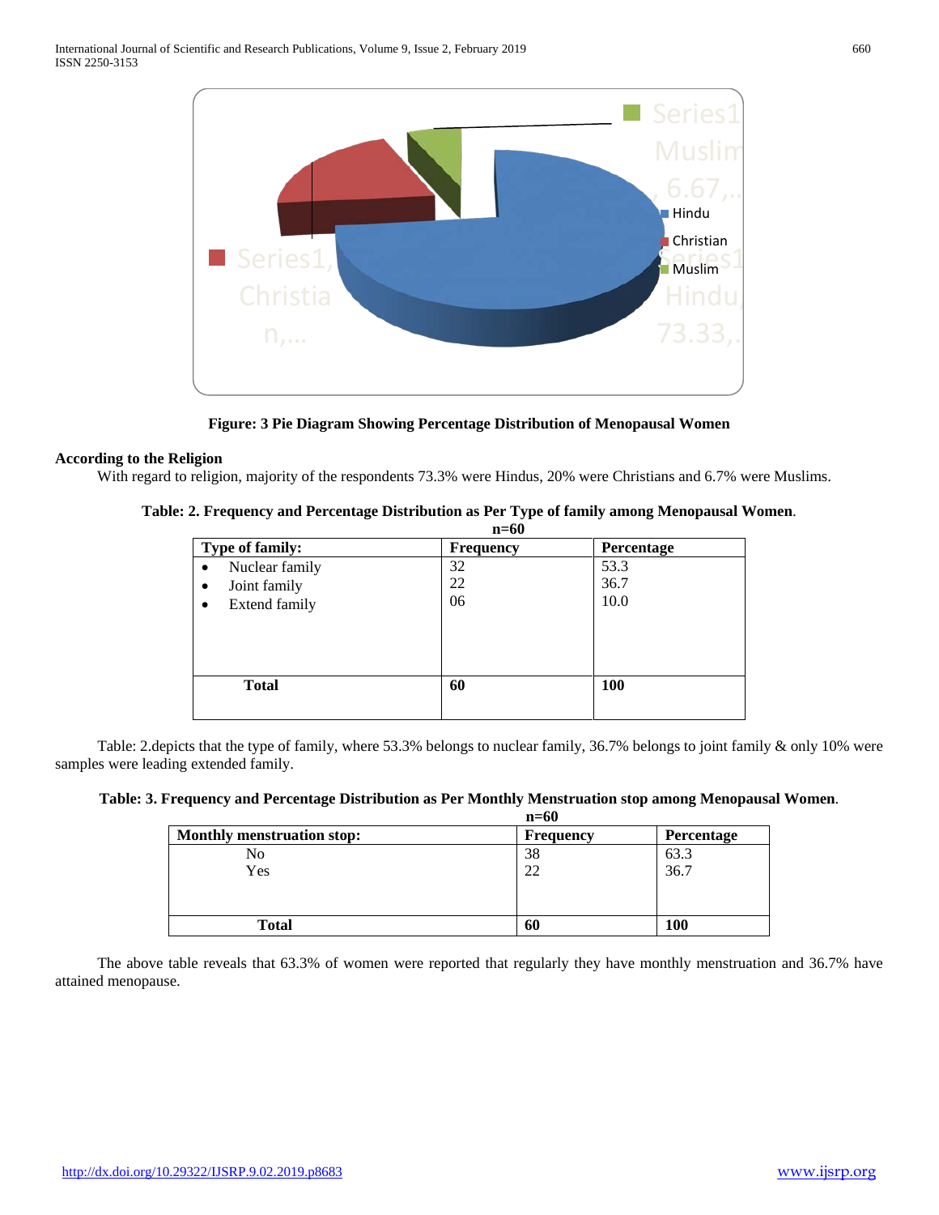**Figure: 3 Pie Diagram Showing Percentage Distribution of Menopausal Women**

**According to the Religion**

With regard to religion, majority of the respondents 73.3% were Hindus, 20% were Christians and 6.7% were Muslims.

**Table: 2. Frequency and Percentage Distribution as Per Type of family among Menopausal Women.**

**n=60**

| Type of family: | Frequency | Percentage |
|---|---|---|
| • Nuclear family | 32 | 53.3 |
| • Joint family | 22 | 36.7 |
| • Extend family | 06 | 10.0 |
| **Total** | **60** | **100** |

Table: 2.depicts that the type of family, where 53.3% belongs to nuclear family, 36.7% belongs to joint family & only 10% were samples were leading extended family.

**Table: 3. Frequency and Percentage Distribution as Per Monthly Menstruation stop among Menopausal Women.**

**n=60**

| Monthly menstruation stop: | Frequency | Percentage |
|---|---|---|
| No | 38 | 63.3 |
| Yes | 22 | 36.7 |
| **Total** | **60** | **100** |

The above table reveals that 63.3% of women were reported that regularly they have monthly menstruation and 36.7% have attained menopause.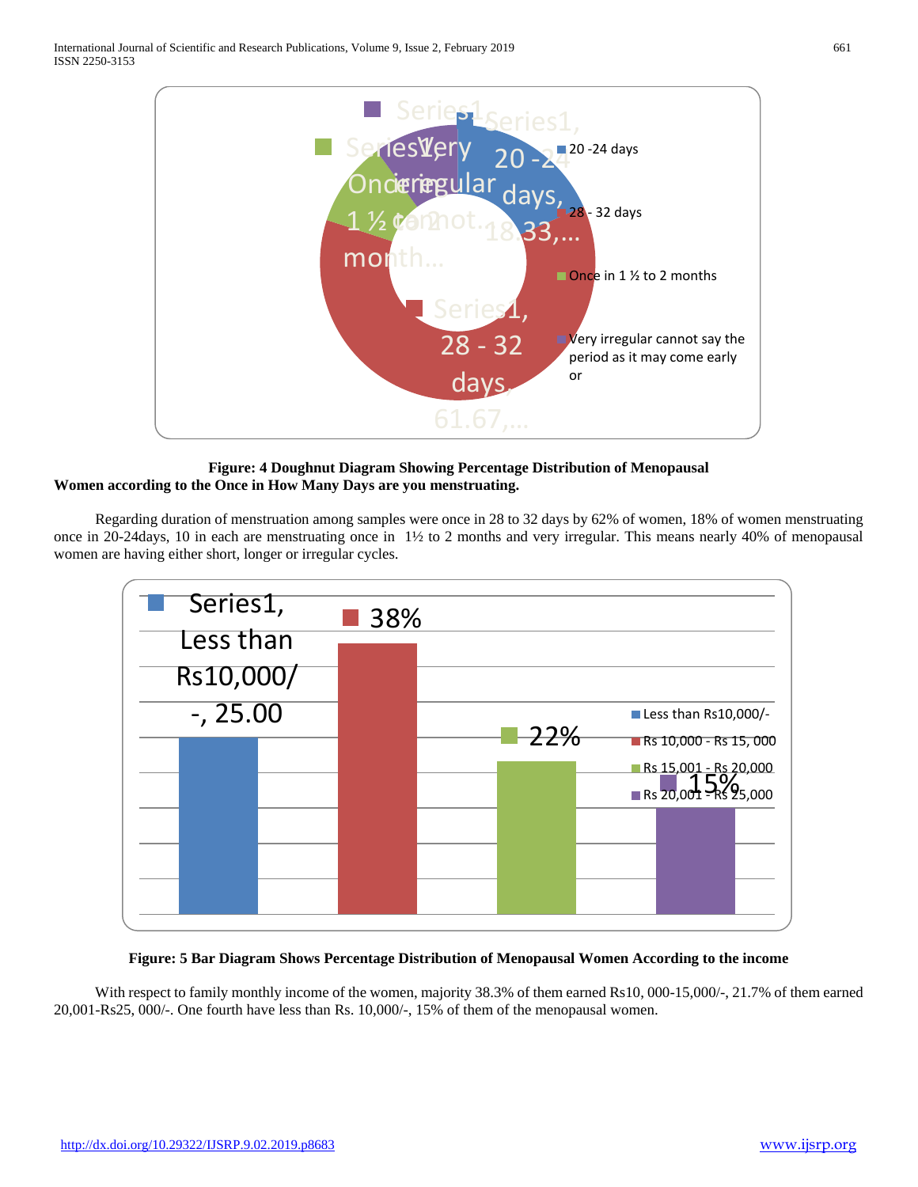**Figure: 4 Doughnut Diagram Showing Percentage Distribution of Menopausal Women according to the Once in How Many Days are you menstruating.**

Regarding duration of menstruation among samples were once in 28 to 32 days by 62% of women, 18% of women menstruating once in 20-24days, 10 in each are menstruating once in 1½ to 2 months and very irregular. This means nearly 40% of menopausal women are having either short, longer or irregular cycles.

**Figure: 5 Bar Diagram Shows Percentage Distribution of Menopausal Women According to the income**

With respect to family monthly income of the women, majority 38.3% of them earned Rs10, 000-15,000/-, 21.7% of them earned 20,001-Rs25, 000/-. One fourth have less than Rs. 10,000/-, 15% of them of the menopausal women.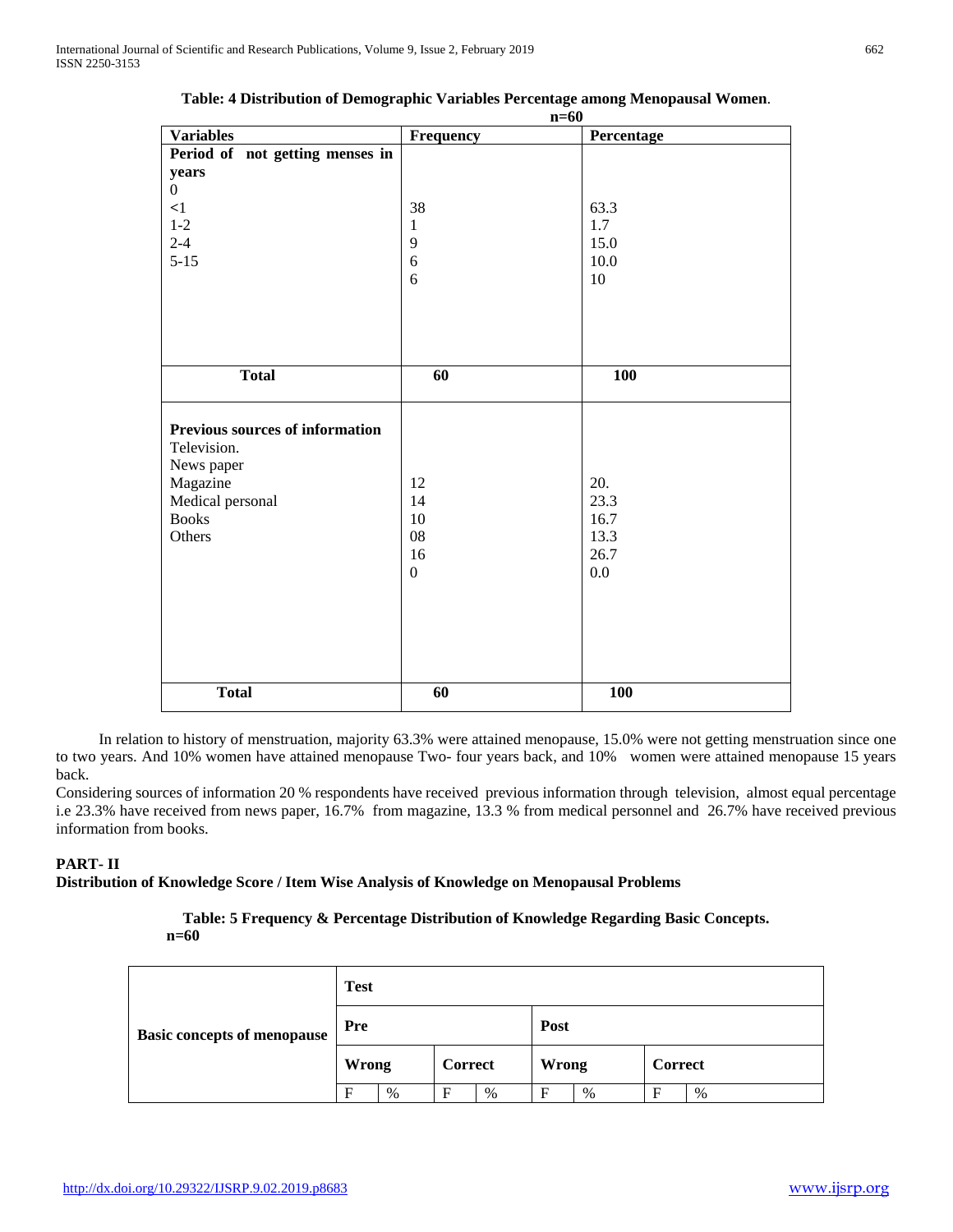**Table: 4 Distribution of Demographic Variables Percentage among Menopausal Women.**

n=60

| Variables | Frequency | Percentage |
|---|---|---|
| **Period of not getting menses in years** | | |
| 0 | | |
| <1 | 38 | 63.3 |
| 1-2 | 1 | 1.7 |
| 2-4 | 9 | 15.0 |
| 5-15 | 6 | 10.0 |
| | 6 | 10 |
| **Total** | **60** | **100** |
| **Previous sources of information** | | |
| Television. | | |
| News paper | | |
| Magazine | 12 | 20. |
| Medical personal | 14 | 23.3 |
| Books | 10 | 16.7 |
| Others | 08 | 13.3 |
| | 16 | 26.7 |
| | 0 | 0.0 |
| **Total** | **60** | **100** |

In relation to history of menstruation, majority 63.3% were attained menopause, 15.0% were not getting menstruation since one to two years. And 10% women have attained menopause Two- four years back, and 10% women were attained menopause 15 years back.

Considering sources of information 20 % respondents have received previous information through television, almost equal percentage i.e 23.3% have received from news paper, 16.7% from magazine, 13.3 % from medical personnel and 26.7% have received previous information from books.

**PART- II**

**Distribution of Knowledge Score / Item Wise Analysis of Knowledge on Menopausal Problems**

**Table: 5 Frequency & Percentage Distribution of Knowledge Regarding Basic Concepts.**

**n=60**

| Basic concepts of menopause | Test | | | | | | | |
|---|---|---|---|---|---|---|---|---|
| | Pre | | | | Post | | | |
| | Wrong | | Correct | | Wrong | | Correct | |
| | F | % | F | % | F | % | F | % |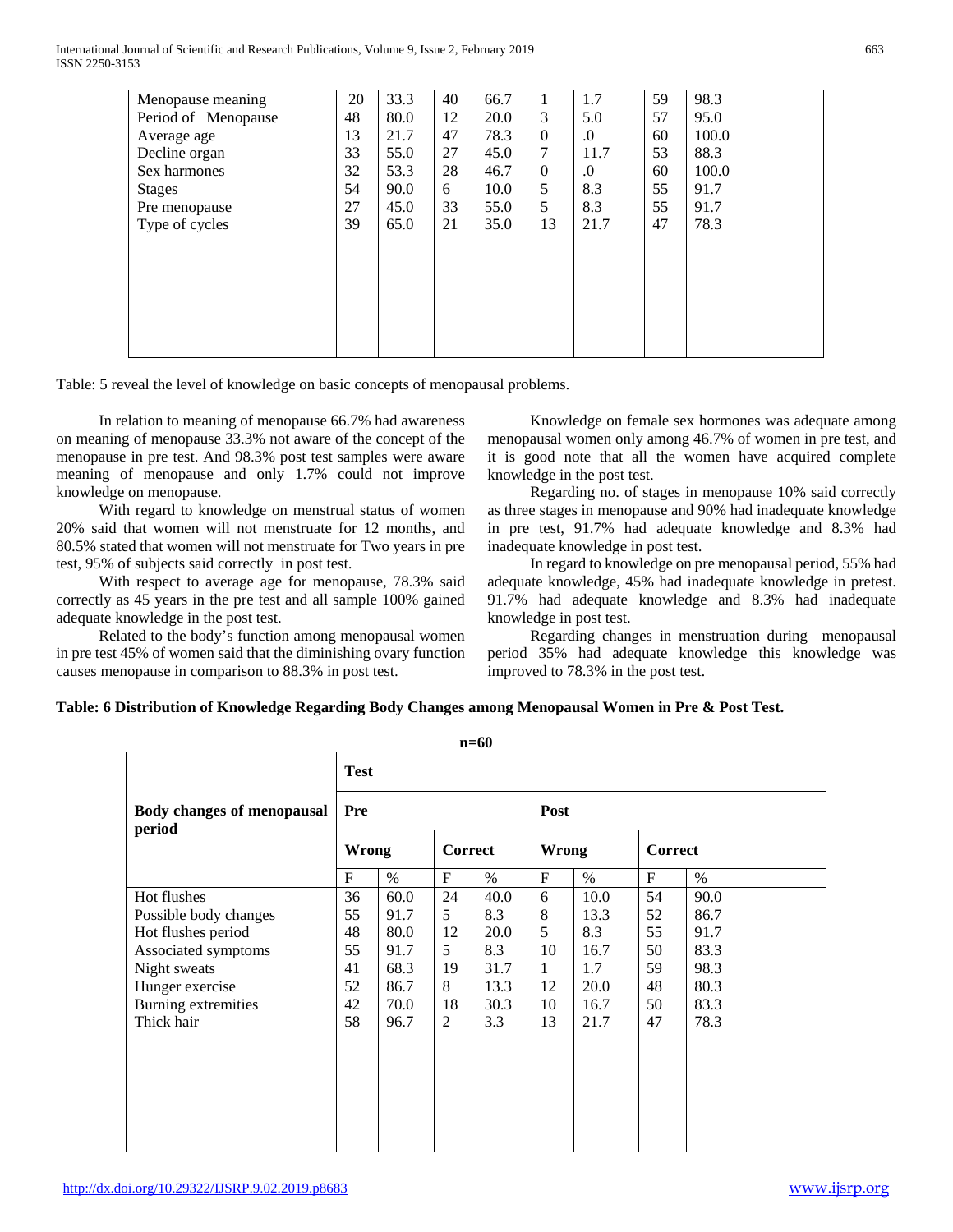| Menopause meaning | 20 | 33.3 | 40 | 66.7 | 1 | 1.7 | 59 | 98.3 |
|---|---|---|---|---|---|---|---|---|
| Period of Menopause | 48 | 80.0 | 12 | 20.0 | 3 | 5.0 | 57 | 95.0 |
| Average age | 13 | 21.7 | 47 | 78.3 | 0 | .0 | 60 | 100.0 |
| Decline organ | 33 | 55.0 | 27 | 45.0 | 7 | 11.7 | 53 | 88.3 |
| Sex harmones | 32 | 53.3 | 28 | 46.7 | 0 | .0 | 60 | 100.0 |
| Stages | 54 | 90.0 | 6 | 10.0 | 5 | 8.3 | 55 | 91.7 |
| Pre menopause | 27 | 45.0 | 33 | 55.0 | 5 | 8.3 | 55 | 91.7 |
| Type of cycles | 39 | 65.0 | 21 | 35.0 | 13 | 21.7 | 47 | 78.3 |

Table: 5 reveal the level of knowledge on basic concepts of menopausal problems.

In relation to meaning of menopause 66.7% had awareness on meaning of menopause 33.3% not aware of the concept of the menopause in pre test. And 98.3% post test samples were aware meaning of menopause and only 1.7% could not improve knowledge on menopause.

With regard to knowledge on menstrual status of women 20% said that women will not menstruate for 12 months, and 80.5% stated that women will not menstruate for Two years in pre test, 95% of subjects said correctly in post test.

With respect to average age for menopause, 78.3% said correctly as 45 years in the pre test and all sample 100% gained adequate knowledge in the post test.

Related to the body's function among menopausal women in pre test 45% of women said that the diminishing ovary function causes menopause in comparison to 88.3% in post test.

Knowledge on female sex hormones was adequate among menopausal women only among 46.7% of women in pre test, and it is good note that all the women have acquired complete knowledge in the post test.

Regarding no. of stages in menopause 10% said correctly as three stages in menopause and 90% had inadequate knowledge in pre test, 91.7% had adequate knowledge and 8.3% had inadequate knowledge in post test.

In regard to knowledge on pre menopausal period, 55% had adequate knowledge, 45% had inadequate knowledge in pretest. 91.7% had adequate knowledge and 8.3% had inadequate knowledge in post test.

Regarding changes in menstruation during menopausal period 35% had adequate knowledge this knowledge was improved to 78.3% in the post test.

**Table: 6 Distribution of Knowledge Regarding Body Changes among Menopausal Women in Pre & Post Test.**

**n=60**

| **Body changes of menopausal period** | **Test** | | | | | | | |
|---|---|---|---|---|---|---|---|---|
| | **Pre** | | | | **Post** | | | |
| | **Wrong** | | **Correct** | | **Wrong** | | **Correct** | |
| | F | % | F | % | F | % | F | % |
| Hot flushes | 36 | 60.0 | 24 | 40.0 | 6 | 10.0 | 54 | 90.0 |
| Possible body changes | 55 | 91.7 | 5 | 8.3 | 8 | 13.3 | 52 | 86.7 |
| Hot flushes period | 48 | 80.0 | 12 | 20.0 | 5 | 8.3 | 55 | 91.7 |
| Associated symptoms | 55 | 91.7 | 5 | 8.3 | 10 | 16.7 | 50 | 83.3 |
| Night sweats | 41 | 68.3 | 19 | 31.7 | 1 | 1.7 | 59 | 98.3 |
| Hunger exercise | 52 | 86.7 | 8 | 13.3 | 12 | 20.0 | 48 | 80.3 |
| Burning extremities | 42 | 70.0 | 18 | 30.3 | 10 | 16.7 | 50 | 83.3 |
| Thick hair | 58 | 96.7 | 2 | 3.3 | 13 | 21.7 | 47 | 78.3 |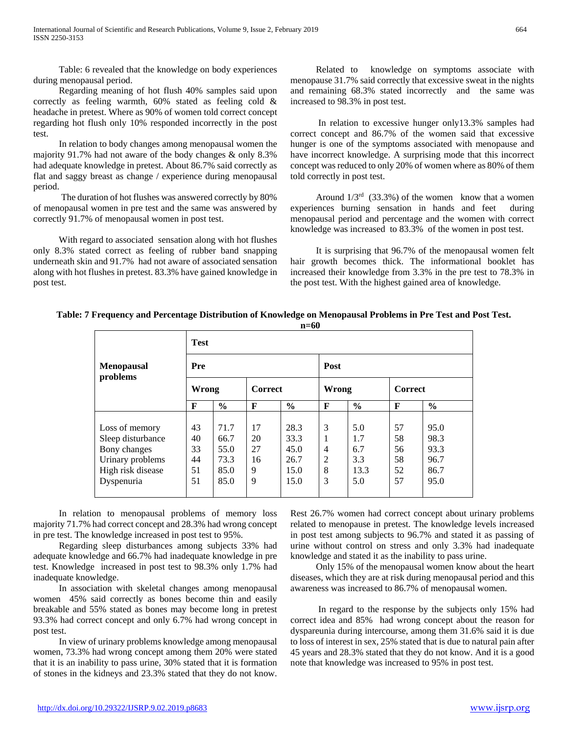Table: 6 revealed that the knowledge on body experiences during menopausal period.

Regarding meaning of hot flush 40% samples said upon correctly as feeling warmth, 60% stated as feeling cold & headache in pretest. Where as 90% of women told correct concept regarding hot flush only 10% responded incorrectly in the post test.

In relation to body changes among menopausal women the majority 91.7% had not aware of the body changes & only 8.3% had adequate knowledge in pretest. About 86.7% said correctly as flat and saggy breast as change / experience during menopausal period.

The duration of hot flushes was answered correctly by 80% of menopausal women in pre test and the same was answered by correctly 91.7% of menopausal women in post test.

With regard to associated sensation along with hot flushes only 8.3% stated correct as feeling of rubber band snapping underneath skin and 91.7% had not aware of associated sensation along with hot flushes in pretest. 83.3% have gained knowledge in post test.

Related to knowledge on symptoms associate with menopause 31.7% said correctly that excessive sweat in the nights and remaining 68.3% stated incorrectly and the same was increased to 98.3% in post test.

In relation to excessive hunger only13.3% samples had correct concept and 86.7% of the women said that excessive hunger is one of the symptoms associated with menopause and have incorrect knowledge. A surprising mode that this incorrect concept was reduced to only 20% of women where as 80% of them told correctly in post test.

Around 1/3rd (33.3%) of the women know that a women experiences burning sensation in hands and feet during menopausal period and percentage and the women with correct knowledge was increased to 83.3% of the women in post test.

It is surprising that 96.7% of the menopausal women felt hair growth becomes thick. The informational booklet has increased their knowledge from 3.3% in the pre test to 78.3% in the post test. With the highest gained area of knowledge.

**Table: 7 Frequency and Percentage Distribution of Knowledge on Menopausal Problems in Pre Test and Post Test.**

**n=60**

| Menopausal problems | Test | | | | | | | |
|---|---|---|---|---|---|---|---|---|
| | Pre | | | | Post | | | |
| | Wrong | | Correct | | Wrong | | Correct | |
| | F | % | F | % | F | % | F | % |
| Loss of memory | 43 | 71.7 | 17 | 28.3 | 3 | 5.0 | 57 | 95.0 |
| Sleep disturbance | 40 | 66.7 | 20 | 33.3 | 1 | 1.7 | 58 | 98.3 |
| Bony changes | 33 | 55.0 | 27 | 45.0 | 4 | 6.7 | 56 | 93.3 |
| Urinary problems | 44 | 73.3 | 16 | 26.7 | 2 | 3.3 | 58 | 96.7 |
| High risk disease | 51 | 85.0 | 9 | 15.0 | 8 | 13.3 | 52 | 86.7 |
| Dyspenuria | 51 | 85.0 | 9 | 15.0 | 3 | 5.0 | 57 | 95.0 |

In relation to menopausal problems of memory loss majority 71.7% had correct concept and 28.3% had wrong concept in pre test. The knowledge increased in post test to 95%.

Regarding sleep disturbances among subjects 33% had adequate knowledge and 66.7% had inadequate knowledge in pre test. Knowledge increased in post test to 98.3% only 1.7% had inadequate knowledge.

In association with skeletal changes among menopausal women 45% said correctly as bones become thin and easily breakable and 55% stated as bones may become long in pretest 93.3% had correct concept and only 6.7% had wrong concept in post test.

In view of urinary problems knowledge among menopausal women, 73.3% had wrong concept among them 20% were stated that it is an inability to pass urine, 30% stated that it is formation of stones in the kidneys and 23.3% stated that they do not know. Rest 26.7% women had correct concept about urinary problems related to menopause in pretest. The knowledge levels increased in post test among subjects to 96.7% and stated it as passing of urine without control on stress and only 3.3% had inadequate knowledge and stated it as the inability to pass urine.

Only 15% of the menopausal women know about the heart diseases, which they are at risk during menopausal period and this awareness was increased to 86.7% of menopausal women.

In regard to the response by the subjects only 15% had correct idea and 85% had wrong concept about the reason for dyspareunia during intercourse, among them 31.6% said it is due to loss of interest in sex, 25% stated that is due to natural pain after 45 years and 28.3% stated that they do not know. And it is a good note that knowledge was increased to 95% in post test.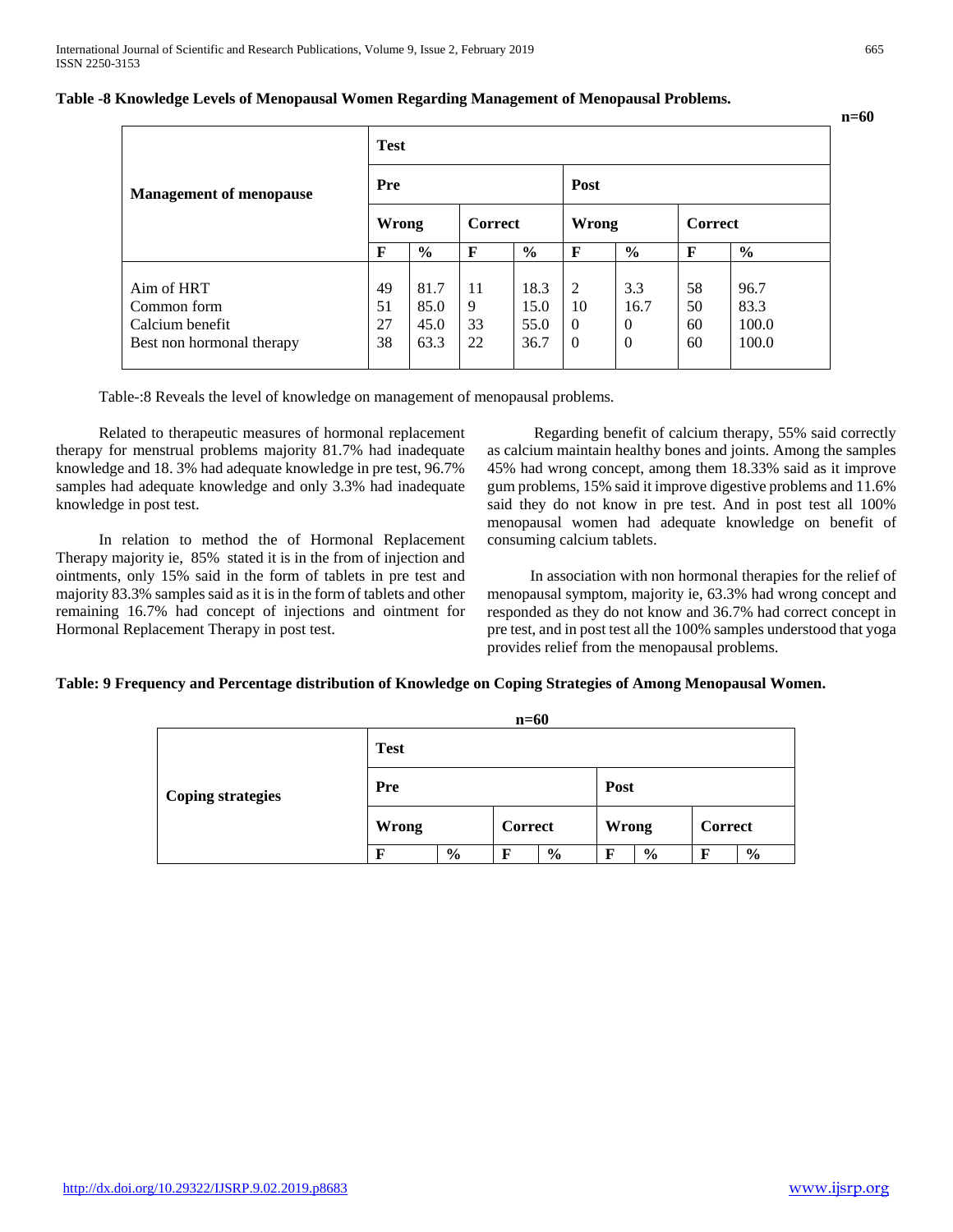**Table -8 Knowledge Levels of Menopausal Women Regarding Management of Menopausal Problems.**

n=60

| Management of menopause | Test | | | | | | | |
|---|---|---|---|---|---|---|---|---|
| | Pre | | | | Post | | | |
| | Wrong | | Correct | | Wrong | | Correct | |
| | F | % | F | % | F | % | F | % |
| Aim of HRT | 49 | 81.7 | 11 | 18.3 | 2 | 3.3 | 58 | 96.7 |
| Common form | 51 | 85.0 | 9 | 15.0 | 10 | 16.7 | 50 | 83.3 |
| Calcium benefit | 27 | 45.0 | 33 | 55.0 | 0 | 0 | 60 | 100.0 |
| Best non hormonal therapy | 38 | 63.3 | 22 | 36.7 | 0 | 0 | 60 | 100.0 |

Table-:8 Reveals the level of knowledge on management of menopausal problems.

Related to therapeutic measures of hormonal replacement therapy for menstrual problems majority 81.7% had inadequate knowledge and 18. 3% had adequate knowledge in pre test, 96.7% samples had adequate knowledge and only 3.3% had inadequate knowledge in post test.

In relation to method the of Hormonal Replacement Therapy majority ie, 85% stated it is in the from of injection and ointments, only 15% said in the form of tablets in pre test and majority 83.3% samples said as it is in the form of tablets and other remaining 16.7% had concept of injections and ointment for Hormonal Replacement Therapy in post test.

Regarding benefit of calcium therapy, 55% said correctly as calcium maintain healthy bones and joints. Among the samples 45% had wrong concept, among them 18.33% said as it improve gum problems, 15% said it improve digestive problems and 11.6% said they do not know in pre test. And in post test all 100% menopausal women had adequate knowledge on benefit of consuming calcium tablets.

In association with non hormonal therapies for the relief of menopausal symptom, majority ie, 63.3% had wrong concept and responded as they do not know and 36.7% had correct concept in pre test, and in post test all the 100% samples understood that yoga provides relief from the menopausal problems.

**Table: 9 Frequency and Percentage distribution of Knowledge on Coping Strategies of Among Menopausal Women.**

n=60

| Coping strategies | Test | | | | | | | |
|---|---|---|---|---|---|---|---|---|
| | Pre | | | | Post | | | |
| | Wrong | | Correct | | Wrong | | Correct | |
| | F | % | F | % | F | % | F | % |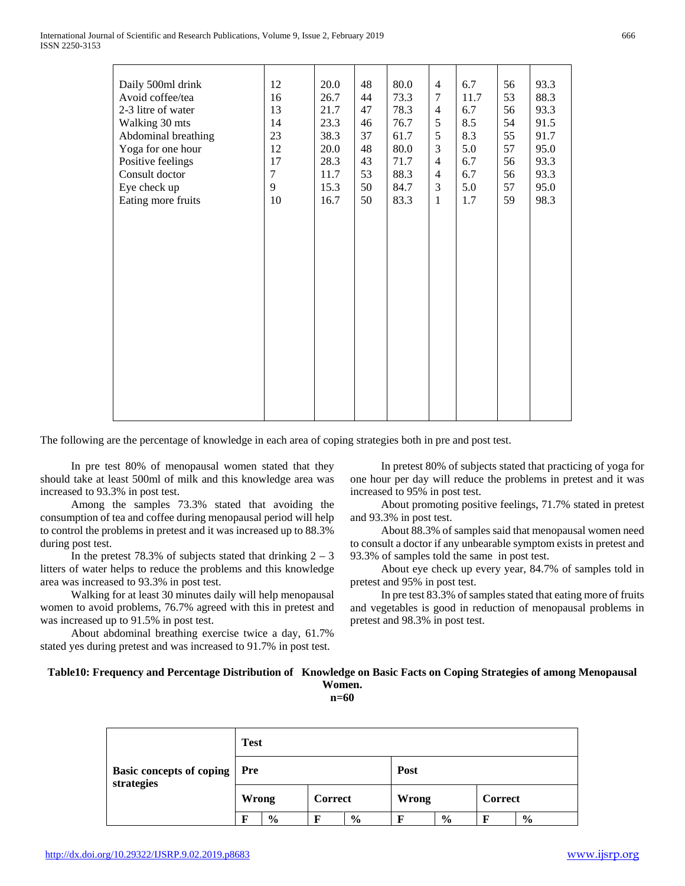| | | | | | | | | |
|---|---|---|---|---|---|---|---|---|
| Daily 500ml drink | 12 | 20.0 | 48 | 80.0 | 4 | 6.7 | 56 | 93.3 |
| Avoid coffee/tea | 16 | 26.7 | 44 | 73.3 | 7 | 11.7 | 53 | 88.3 |
| 2-3 litre of water | 13 | 21.7 | 47 | 78.3 | 4 | 6.7 | 56 | 93.3 |
| Walking 30 mts | 14 | 23.3 | 46 | 76.7 | 5 | 8.5 | 54 | 91.5 |
| Abdominal breathing | 23 | 38.3 | 37 | 61.7 | 5 | 8.3 | 55 | 91.7 |
| Yoga for one hour | 12 | 20.0 | 48 | 80.0 | 3 | 5.0 | 57 | 95.0 |
| Positive feelings | 17 | 28.3 | 43 | 71.7 | 4 | 6.7 | 56 | 93.3 |
| Consult doctor | 7 | 11.7 | 53 | 88.3 | 4 | 6.7 | 56 | 93.3 |
| Eye check up | 9 | 15.3 | 50 | 84.7 | 3 | 5.0 | 57 | 95.0 |
| Eating more fruits | 10 | 16.7 | 50 | 83.3 | 1 | 1.7 | 59 | 98.3 |

The following are the percentage of knowledge in each area of coping strategies both in pre and post test.

In pre test 80% of menopausal women stated that they should take at least 500ml of milk and this knowledge area was increased to 93.3% in post test.

Among the samples 73.3% stated that avoiding the consumption of tea and coffee during menopausal period will help to control the problems in pretest and it was increased up to 88.3% during post test.

In the pretest 78.3% of subjects stated that drinking 2 – 3 litters of water helps to reduce the problems and this knowledge area was increased to 93.3% in post test.

Walking for at least 30 minutes daily will help menopausal women to avoid problems, 76.7% agreed with this in pretest and was increased up to 91.5% in post test.

About abdominal breathing exercise twice a day, 61.7% stated yes during pretest and was increased to 91.7% in post test.

In pretest 80% of subjects stated that practicing of yoga for one hour per day will reduce the problems in pretest and it was increased to 95% in post test.

About promoting positive feelings, 71.7% stated in pretest and 93.3% in post test.

About 88.3% of samples said that menopausal women need to consult a doctor if any unbearable symptom exists in pretest and 93.3% of samples told the same in post test.

About eye check up every year, 84.7% of samples told in pretest and 95% in post test.

In pre test 83.3% of samples stated that eating more of fruits and vegetables is good in reduction of menopausal problems in pretest and 98.3% in post test.

**Table10: Frequency and Percentage Distribution of Knowledge on Basic Facts on Coping Strategies of among Menopausal Women.**

**n=60**

| Basic concepts of coping strategies | Test | | | | | | | |
|---|---|---|---|---|---|---|---|---|
| | Pre | | | | Post | | | |
| | Wrong | | Correct | | Wrong | | Correct | |
| | F | % | F | % | F | % | F | % |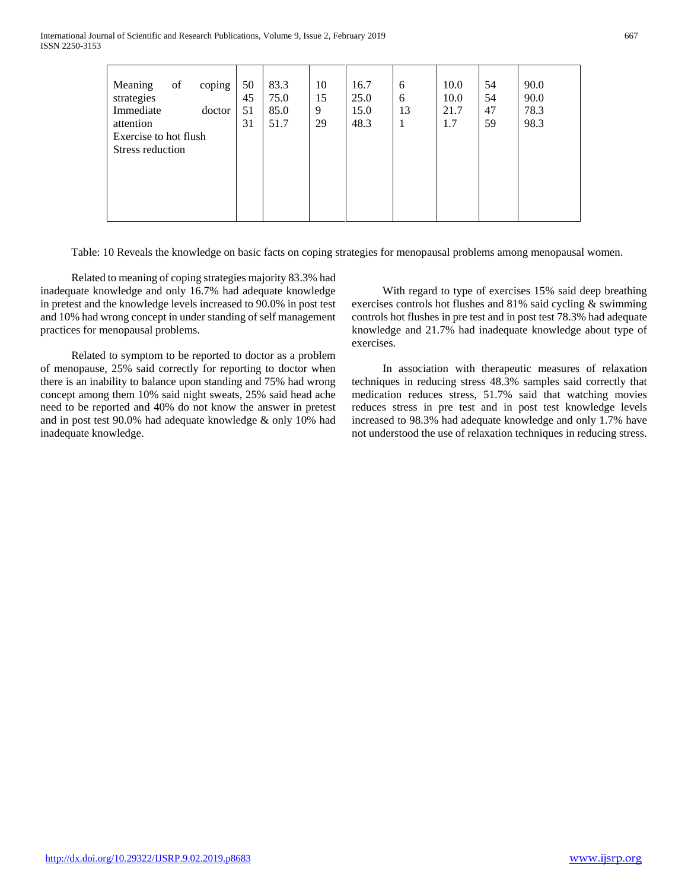| | | | | | | | | |
|---|---|---|---|---|---|---|---|---|
| Meaning of coping strategies | 50 | 83.3 | 10 | 16.7 | 6 | 10.0 | 54 | 90.0 |
| Immediate doctor attention | 45 | 75.0 | 15 | 25.0 | 6 | 10.0 | 54 | 90.0 |
| Exercise to hot flush | 51 | 85.0 | 9 | 15.0 | 13 | 21.7 | 47 | 78.3 |
| Stress reduction | 31 | 51.7 | 29 | 48.3 | 1 | 1.7 | 59 | 98.3 |

Table: 10 Reveals the knowledge on basic facts on coping strategies for menopausal problems among menopausal women.

Related to meaning of coping strategies majority 83.3% had inadequate knowledge and only 16.7% had adequate knowledge in pretest and the knowledge levels increased to 90.0% in post test and 10% had wrong concept in under standing of self management practices for menopausal problems.

Related to symptom to be reported to doctor as a problem of menopause, 25% said correctly for reporting to doctor when there is an inability to balance upon standing and 75% had wrong concept among them 10% said night sweats, 25% said head ache need to be reported and 40% do not know the answer in pretest and in post test 90.0% had adequate knowledge & only 10% had inadequate knowledge.

With regard to type of exercises 15% said deep breathing exercises controls hot flushes and 81% said cycling & swimming controls hot flushes in pre test and in post test 78.3% had adequate knowledge and 21.7% had inadequate knowledge about type of exercises.

In association with therapeutic measures of relaxation techniques in reducing stress 48.3% samples said correctly that medication reduces stress, 51.7% said that watching movies reduces stress in pre test and in post test knowledge levels increased to 98.3% had adequate knowledge and only 1.7% have not understood the use of relaxation techniques in reducing stress.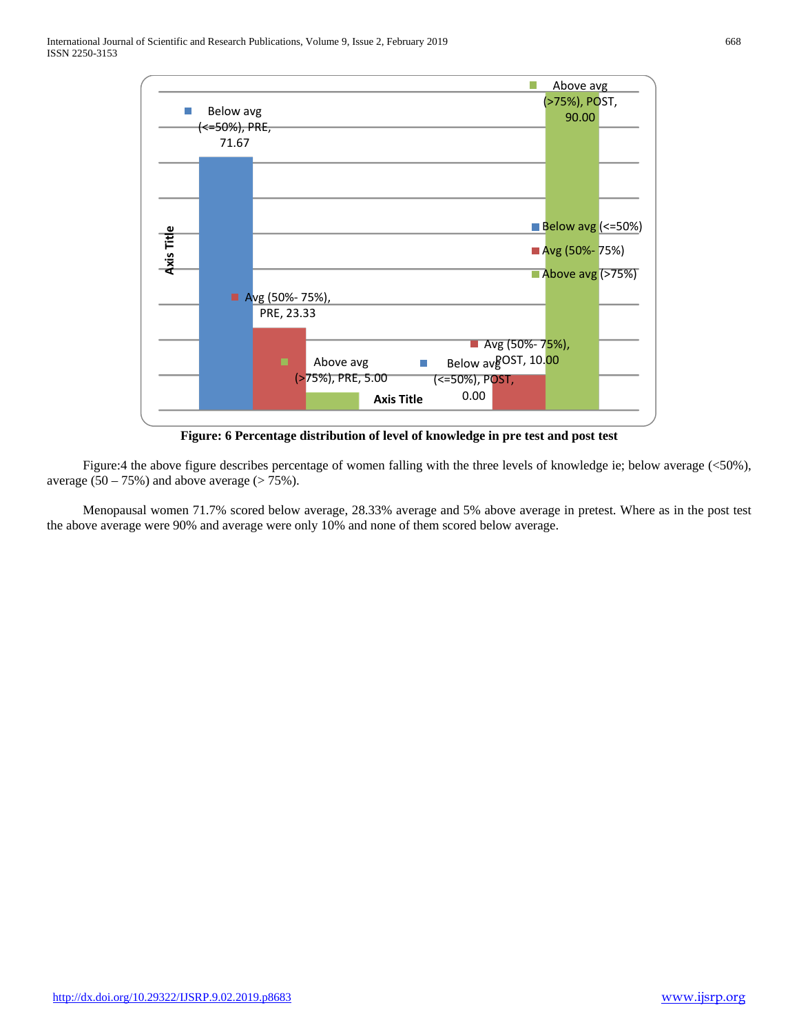Figure: 6 Percentage distribution of level of knowledge in pre test and post test

Figure:4 the above figure describes percentage of women falling with the three levels of knowledge ie; below average (<50%), average (50 – 75%) and above average (> 75%).

Menopausal women 71.7% scored below average, 28.33% average and 5% above average in pretest. Where as in the post test the above average were 90% and average were only 10% and none of them scored below average.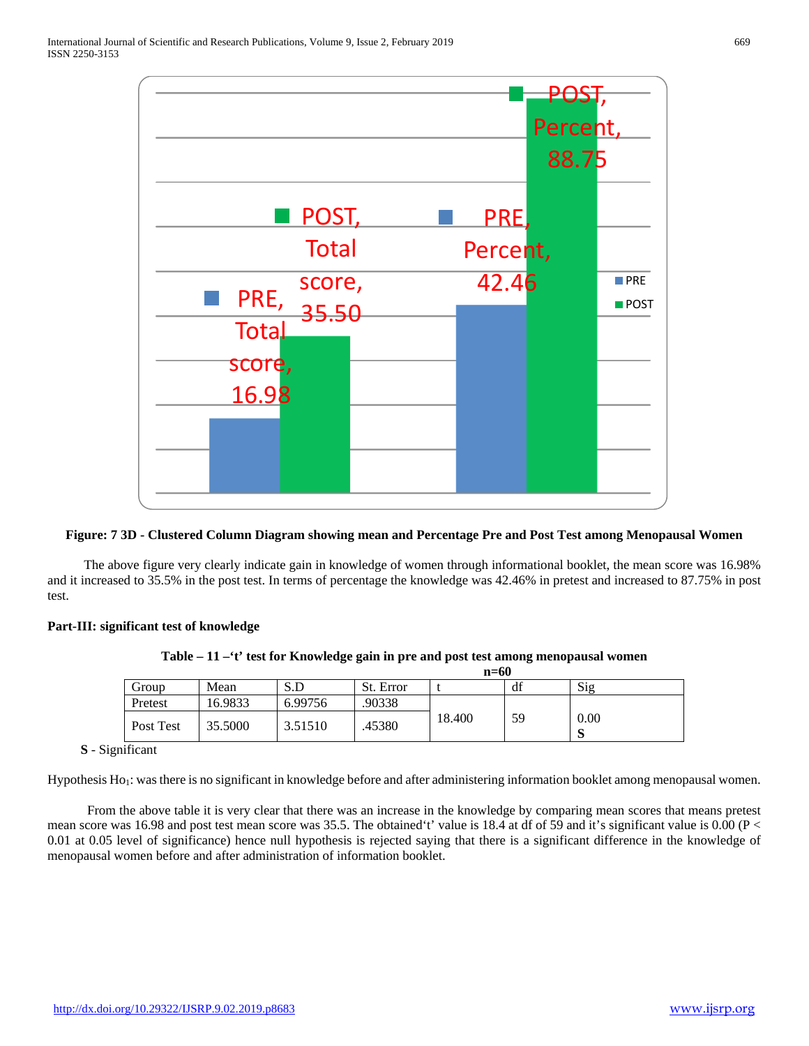**Figure: 7 3D - Clustered Column Diagram showing mean and Percentage Pre and Post Test among Menopausal Women**

The above figure very clearly indicate gain in knowledge of women through informational booklet, the mean score was 16.98% and it increased to 35.5% in the post test. In terms of percentage the knowledge was 42.46% in pretest and increased to 87.75% in post test.

**Part-III: significant test of knowledge**

**Table – 11 –'t' test for Knowledge gain in pre and post test among menopausal women**

**n=60**

| Group | Mean | S.D | St. Error | t | df | Sig |
|---|---|---|---|---|---|---|
| Pretest | 16.9833 | 6.99756 | .90338 | 18.400 | 59 | 0.00 **S** |
| Post Test | 35.5000 | 3.51510 | .45380 | | | |

**S** - Significant

Hypothesis $Ho_1$: was there is no significant in knowledge before and after administering information booklet among menopausal women.

From the above table it is very clear that there was an increase in the knowledge by comparing mean scores that means pretest mean score was 16.98 and post test mean score was 35.5. The obtained't' value is 18.4 at df of 59 and it's significant value is 0.00 ($P < 0.01$ at 0.05 level of significance) hence null hypothesis is rejected saying that there is a significant difference in the knowledge of menopausal women before and after administration of information booklet.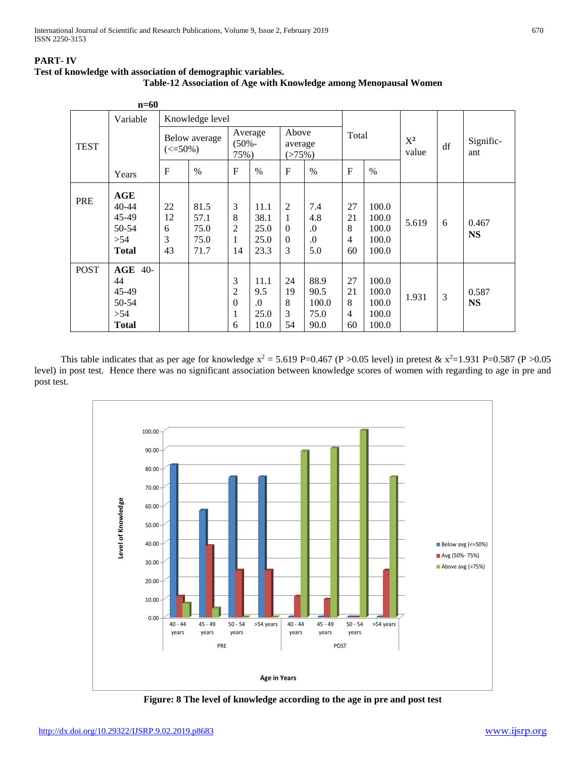**PART- IV**

**Test of knowledge with association of demographic variables.**

**Table-12 Association of Age with Knowledge among Menopausal Women**

**n=60**

| TEST | Variable | Knowledge level | | | | | | Total | | X² value | df | Signific-ant |
|---|---|---|---|---|---|---|---|---|---|---|---|---|
| | | Below average (<=50%) | | Average (50%-75%) | | Above average (>75%) | | | | | | |
| | Years | F | % | F | % | F | % | F | % | | | |
| PRE | **AGE** | | | | | | | | | 5.619 | 6 | 0.467 **NS** |
| | 40-44 | 22 | 81.5 | 3 | 11.1 | 2 | 7.4 | 27 | 100.0 | | | |
| | 45-49 | 12 | 57.1 | 8 | 38.1 | 1 | 4.8 | 21 | 100.0 | | | |
| | 50-54 | 6 | 75.0 | 2 | 25.0 | 0 | .0 | 8 | 100.0 | | | |
| | >54 | 3 | 75.0 | 1 | 25.0 | 0 | .0 | 4 | 100.0 | | | |
| | **Total** | 43 | 71.7 | 14 | 23.3 | 3 | 5.0 | 60 | 100.0 | | | |
| POST | **AGE** 40-44 | | | 3 | 11.1 | 24 | 88.9 | 27 | 100.0 | 1.931 | 3 | 0.587 **NS** |
| | 45-49 | | | 2 | 9.5 | 19 | 90.5 | 21 | 100.0 | | | |
| | 50-54 | | | 0 | .0 | 8 | 100.0 | 8 | 100.0 | | | |
| | >54 | | | 1 | 25.0 | 3 | 75.0 | 4 | 100.0 | | | |
| | **Total** | | | 6 | 10.0 | 54 | 90.0 | 60 | 100.0 | | | |

This table indicates that as per age for knowledge $x^2 = 5.619$ P=0.467 (P >0.05 level) in pretest & $x^2=1.931$ P=0.587 (P >0.05 level) in post test. Hence there was no significant association between knowledge scores of women with regarding to age in pre and post test.

**Figure: 8 The level of knowledge according to the age in pre and post test**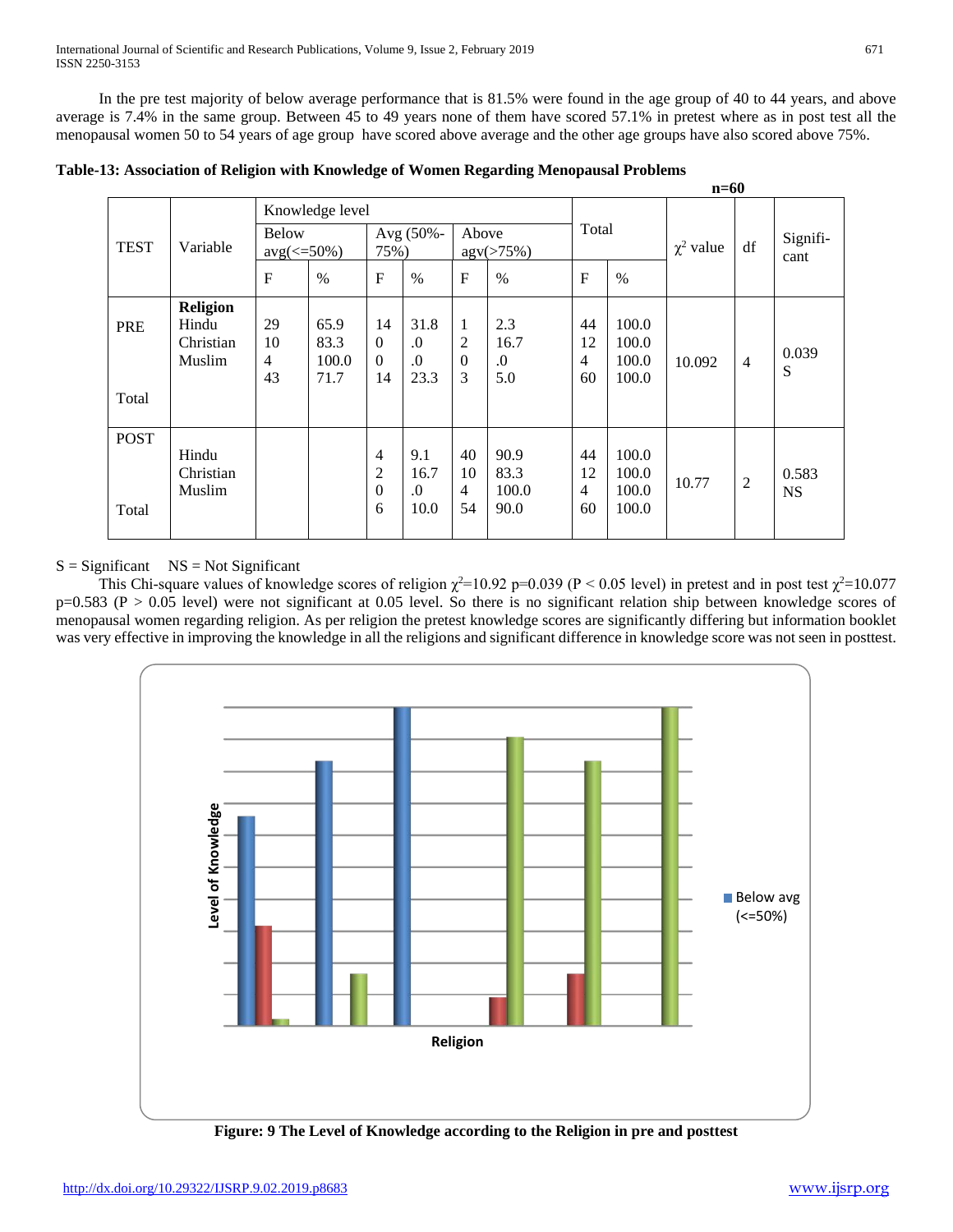In the pre test majority of below average performance that is 81.5% were found in the age group of 40 to 44 years, and above average is 7.4% in the same group. Between 45 to 49 years none of them have scored 57.1% in pretest where as in post test all the menopausal women 50 to 54 years of age group have scored above average and the other age groups have also scored above 75%.

**Table-13: Association of Religion with Knowledge of Women Regarding Menopausal Problems**

**n=60**

| TEST | Variable | Knowledge level | | | | | | Total | | $\chi^2$ value | df | Signifi-cant |
|---|---|---|---|---|---|---|---|---|---|---|---|---|
| | | Below avg(<=50%) | | Avg (50%-75%) | | Above agv(>75%) | | | | | | |
| | | F | % | F | % | F | % | F | % | | | |
| PRE | **Religion** | | | | | | | | | 10.092 | 4 | 0.039 S |
| | Hindu | 29 | 65.9 | 14 | 31.8 | 1 | 2.3 | 44 | 100.0 | | | |
| | Christian | 10 | 83.3 | 0 | .0 | 2 | 16.7 | 12 | 100.0 | | | |
| | Muslim | 4 | 100.0 | 0 | .0 | 0 | .0 | 4 | 100.0 | | | |
| Total | | 43 | 71.7 | 14 | 23.3 | 3 | 5.0 | 60 | 100.0 | | | |
| POST | Hindu | | | 4 | 9.1 | 40 | 90.9 | 44 | 100.0 | 10.77 | 2 | 0.583 NS |
| | Christian | | | 2 | 16.7 | 10 | 83.3 | 12 | 100.0 | | | |
| | Muslim | | | 0 | .0 | 4 | 100.0 | 4 | 100.0 | | | |
| Total | | | | 6 | 10.0 | 54 | 90.0 | 60 | 100.0 | | | |

S = Significant NS = Not Significant

This Chi-square values of knowledge scores of religion $\chi^2$=10.92 p=0.039 (P < 0.05 level) in pretest and in post test $\chi^2$=10.077 p=0.583 (P > 0.05 level) were not significant at 0.05 level. So there is no significant relation ship between knowledge scores of menopausal women regarding religion. As per religion the pretest knowledge scores are significantly differing but information booklet was very effective in improving the knowledge in all the religions and significant difference in knowledge score was not seen in posttest.

**Figure: 9 The Level of Knowledge according to the Religion in pre and posttest**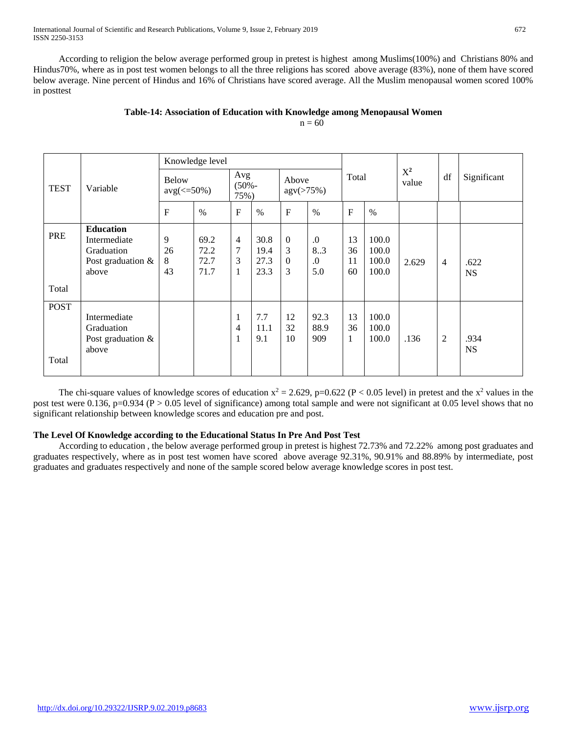According to religion the below average performed group in pretest is highest among Muslims(100%) and Christians 80% and Hindus70%, where as in post test women belongs to all the three religions has scored above average (83%), none of them have scored below average. Nine percent of Hindus and 16% of Christians have scored average. All the Muslim menopausal women scored 100% in posttest

**Table-14: Association of Education with Knowledge among Menopausal Women**

n = 60

| TEST | Variable | Knowledge level | | | | | | Total | | $X^2$ value | df | Significant |
|---|---|---|---|---|---|---|---|---|---|---|---|---|
| | | Below avg(<=50%) | | Avg (50%-75%) | | Above agv(>75%) | | | | | | |
| | | F | % | F | % | F | % | F | % | | | |
| PRE | **Education** | | | | | | | | | | | |
| | Intermediate | 9 | 69.2 | 4 | 30.8 | 0 | .0 | 13 | 100.0 | | | |
| | Graduation | 26 | 72.2 | 7 | 19.4 | 3 | 8..3 | 36 | 100.0 | | | |
| | Post graduation & above | 8 | 72.7 | 3 | 27.3 | 0 | .0 | 11 | 100.0 | 2.629 | 4 | .622 NS |
| Total | | 43 | 71.7 | 1 | 23.3 | 3 | 5.0 | 60 | 100.0 | | | |
| POST | Intermediate | | | 1 | 7.7 | 12 | 92.3 | 13 | 100.0 | | | |
| | Graduation | | | 4 | 11.1 | 32 | 88.9 | 36 | 100.0 | | | |
| | Post graduation & above | | | 1 | 9.1 | 10 | 909 | 1 | 100.0 | .136 | 2 | .934 NS |
| Total | | | | | | | | | | | | |

The chi-square values of knowledge scores of education $x^2 = 2.629$, p=0.622 ($P < 0.05$ level) in pretest and the $x^2$ values in the post test were 0.136, p=0.934 ($P > 0.05$ level of significance) among total sample and were not significant at 0.05 level shows that no significant relationship between knowledge scores and education pre and post.

**The Level Of Knowledge according to the Educational Status In Pre And Post Test**

According to education , the below average performed group in pretest is highest 72.73% and 72.22% among post graduates and graduates respectively, where as in post test women have scored above average 92.31%, 90.91% and 88.89% by intermediate, post graduates and graduates respectively and none of the sample scored below average knowledge scores in post test.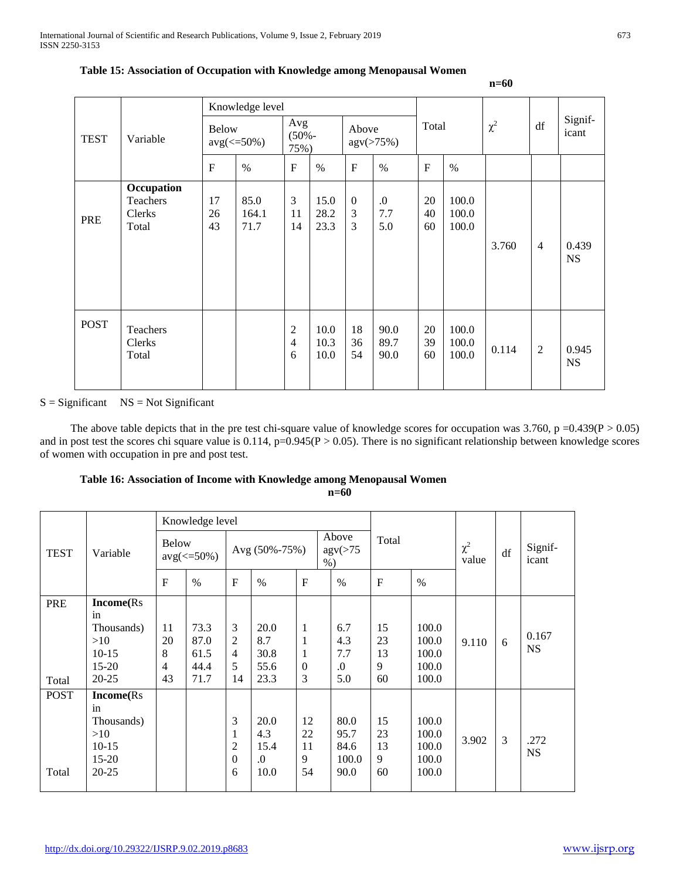**Table 15: Association of Occupation with Knowledge among Menopausal Women**

n=60

| TEST | Variable | Knowledge level | | | | | | Total | | $\chi^2$ | df | Significant |
|---|---|---|---|---|---|---|---|---|---|---|---|---|
| | | Below avg(<=50%) | | Avg (50%-75%) | | Above agv(>75%) | | | | | | |
| | | F | % | F | % | F | % | F | % | | | |
| PRE | **Occupation** | | | | | | | | | | | |
| | Teachers | 17 | 85.0 | 3 | 15.0 | 0 | .0 | 20 | 100.0 | 3.760 | 4 | 0.439 NS |
| | Clerks | 26 | 164.1 | 11 | 28.2 | 3 | 7.7 | 40 | 100.0 | | | |
| | Total | 43 | 71.7 | 14 | 23.3 | 3 | 5.0 | 60 | 100.0 | | | |
| POST | Teachers | | | 2 | 10.0 | 18 | 90.0 | 20 | 100.0 | 0.114 | 2 | 0.945 NS |
| | Clerks | | | 4 | 10.3 | 36 | 89.7 | 39 | 100.0 | | | |
| | Total | | | 6 | 10.0 | 54 | 90.0 | 60 | 100.0 | | | |

S = Significant NS = Not Significant

The above table depicts that in the pre test chi-square value of knowledge scores for occupation was 3.760, p =0.439(P > 0.05) and in post test the scores chi square value is 0.114, p=0.945(P > 0.05). There is no significant relationship between knowledge scores of women with occupation in pre and post test.

**Table 16: Association of Income with Knowledge among Menopausal Women**

n=60

| TEST | Variable | Knowledge level | | | | | | Total | | $\chi^2$ value | df | Significant |
|---|---|---|---|---|---|---|---|---|---|---|---|---|
| | | Below avg(<=50%) | | Avg (50%-75%) | | Above agv(>75 %) | | | | | | |
| | | F | % | F | % | F | % | F | % | | | |
| PRE | **Income**(Rs in Thousands) | | | | | | | | | | | |
| | >10 | 11 | 73.3 | 3 | 20.0 | 1 | 6.7 | 15 | 100.0 | 9.110 | 6 | 0.167 NS |
| | 10-15 | 20 | 87.0 | 2 | 8.7 | 1 | 4.3 | 23 | 100.0 | | | |
| | 15-20 | 8 | 61.5 | 4 | 30.8 | 1 | 7.7 | 13 | 100.0 | | | |
| | 20-25 | 4 | 44.4 | 5 | 55.6 | 0 | .0 | 9 | 100.0 | | | |
| Total | | 43 | 71.7 | 14 | 23.3 | 3 | 5.0 | 60 | 100.0 | | | |
| POST | **Income**(Rs in Thousands) | | | | | | | | | | | |
| | >10 | | | 3 | 20.0 | 12 | 80.0 | 15 | 100.0 | 3.902 | 3 | .272 NS |
| | 10-15 | | | 1 | 4.3 | 22 | 95.7 | 23 | 100.0 | | | |
| | 15-20 | | | 2 | 15.4 | 11 | 84.6 | 13 | 100.0 | | | |
| | 20-25 | | | 0 | .0 | 9 | 100.0 | 9 | 100.0 | | | |
| Total | | | | 6 | 10.0 | 54 | 90.0 | 60 | 100.0 | | | |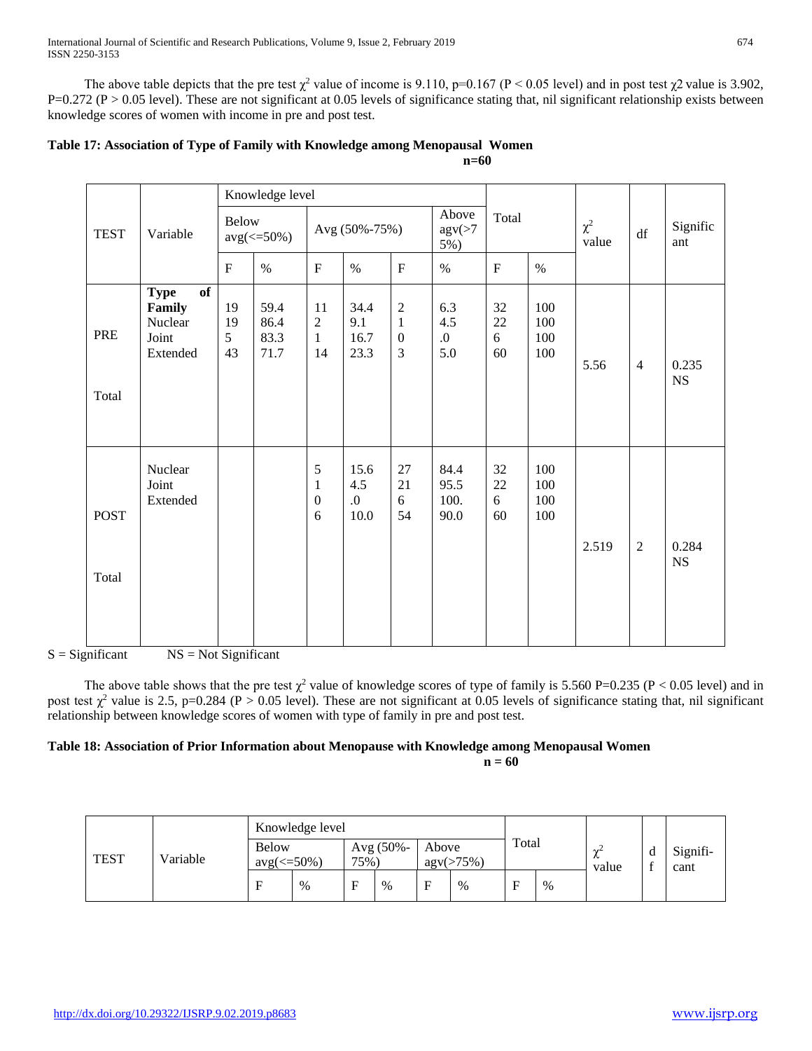The above table depicts that the pre test $\chi^2$ value of income is 9.110, p=0.167 (P < 0.05 level) and in post test $\chi2$ value is 3.902, P=0.272 (P > 0.05 level). These are not significant at 0.05 levels of significance stating that, nil significant relationship exists between knowledge scores of women with income in pre and post test.

**Table 17: Association of Type of Family with Knowledge among Menopausal Women**

**n=60**

| TEST | Variable | Knowledge level | | | | | | Total | | $\chi^2$ value | df | Significant |
|---|---|---|---|---|---|---|---|---|---|---|---|---|
| | | Below avg(<=50%) | | Avg (50%-75%) | | Above agv(>75%) | | | | | | |
| | | F | % | F | % | F | % | F | % | | | |
| PRE | **Type of Family** | | | | | | | | | | | |
| | Nuclear | 19 | 59.4 | 11 | 34.4 | 2 | 6.3 | 32 | 100 | | | |
| | Joint | 19 | 86.4 | 2 | 9.1 | 1 | 4.5 | 22 | 100 | | | |
| | Extended | 5 | 83.3 | 1 | 16.7 | 0 | .0 | 6 | 100 | | | |
| Total | | 43 | 71.7 | 14 | 23.3 | 3 | 5.0 | 60 | 100 | 5.56 | 4 | 0.235 NS |
| POST | Nuclear | | | 5 | 15.6 | 27 | 84.4 | 32 | 100 | | | |
| | Joint | | | 1 | 4.5 | 21 | 95.5 | 22 | 100 | | | |
| | Extended | | | 0 | .0 | 6 | 100. | 6 | 100 | | | |
| Total | | | | 6 | 10.0 | 54 | 90.0 | 60 | 100 | 2.519 | 2 | 0.284 NS |

S = Significant NS = Not Significant

The above table shows that the pre test $\chi^2$ value of knowledge scores of type of family is 5.560 P=0.235 (P < 0.05 level) and in post test $\chi^2$ value is 2.5, p=0.284 (P > 0.05 level). These are not significant at 0.05 levels of significance stating that, nil significant relationship between knowledge scores of women with type of family in pre and post test.

**Table 18: Association of Prior Information about Menopause with Knowledge among Menopausal Women**

**n = 60**

| TEST | Variable | Knowledge level | | | | | | Total | | $\chi^2$ value | df | Significant |
|---|---|---|---|---|---|---|---|---|---|---|---|---|
| | | Below avg(<=50%) | | Avg (50%-75%) | | Above agv(>75%) | | | | | | |
| | | F | % | F | % | F | % | F | % | | | |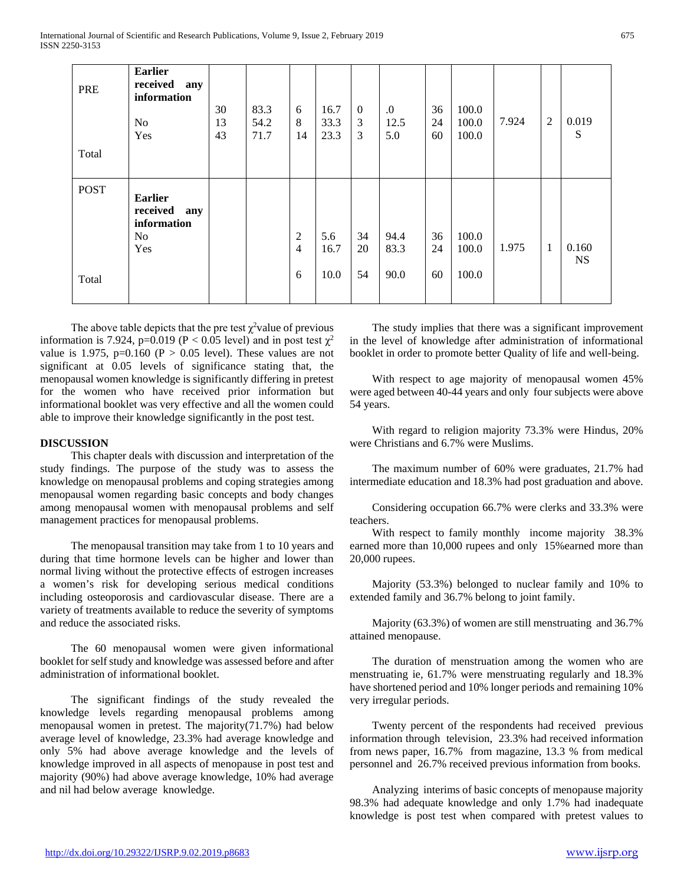| | | | | | | | | | | | | |
|---|---|---|---|---|---|---|---|---|---|---|---|---|
| PRE | **Earlier received any information** | | | | | | | | | | | |
| | No | 30 | 83.3 | 6 | 16.7 | 0 | .0 | 36 | 100.0 | 7.924 | 2 | 0.019 S |
| | Yes | 13 | 54.2 | 8 | 33.3 | 3 | 12.5 | 24 | 100.0 | | | |
| Total | | 43 | 71.7 | 14 | 23.3 | 3 | 5.0 | 60 | 100.0 | | | |
| POST | **Earlier received any information** | | | | | | | | | | | |
| | No | | | 2 | 5.6 | 34 | 94.4 | 36 | 100.0 | 1.975 | 1 | 0.160 NS |
| | Yes | | | 4 | 16.7 | 20 | 83.3 | 24 | 100.0 | | | |
| Total | | | | 6 | 10.0 | 54 | 90.0 | 60 | 100.0 | | | |

The above table depicts that the pre test $\chi^2$value of previous information is 7.924, p=0.019 ($P < 0.05$ level) and in post test $\chi^2$ value is 1.975, p=0.160 ($P > 0.05$ level). These values are not significant at 0.05 levels of significance stating that, the menopausal women knowledge is significantly differing in pretest for the women who have received prior information but informational booklet was very effective and all the women could able to improve their knowledge significantly in the post test.

## DISCUSSION

This chapter deals with discussion and interpretation of the study findings. The purpose of the study was to assess the knowledge on menopausal problems and coping strategies among menopausal women regarding basic concepts and body changes among menopausal women with menopausal problems and self management practices for menopausal problems.

The menopausal transition may take from 1 to 10 years and during that time hormone levels can be higher and lower than normal living without the protective effects of estrogen increases a women's risk for developing serious medical conditions including osteoporosis and cardiovascular disease. There are a variety of treatments available to reduce the severity of symptoms and reduce the associated risks.

The 60 menopausal women were given informational booklet for self study and knowledge was assessed before and after administration of informational booklet.

The significant findings of the study revealed the knowledge levels regarding menopausal problems among menopausal women in pretest. The majority(71.7%) had below average level of knowledge, 23.3% had average knowledge and only 5% had above average knowledge and the levels of knowledge improved in all aspects of menopause in post test and majority (90%) had above average knowledge, 10% had average and nil had below average knowledge.

The study implies that there was a significant improvement in the level of knowledge after administration of informational booklet in order to promote better Quality of life and well-being.

With respect to age majority of menopausal women 45% were aged between 40-44 years and only four subjects were above 54 years.

With regard to religion majority 73.3% were Hindus, 20% were Christians and 6.7% were Muslims.

The maximum number of 60% were graduates, 21.7% had intermediate education and 18.3% had post graduation and above.

Considering occupation 66.7% were clerks and 33.3% were teachers.

With respect to family monthly income majority 38.3% earned more than 10,000 rupees and only 15%earned more than 20,000 rupees.

Majority (53.3%) belonged to nuclear family and 10% to extended family and 36.7% belong to joint family.

Majority (63.3%) of women are still menstruating and 36.7% attained menopause.

The duration of menstruation among the women who are menstruating ie, 61.7% were menstruating regularly and 18.3% have shortened period and 10% longer periods and remaining 10% very irregular periods.

Twenty percent of the respondents had received previous information through television, 23.3% had received information from news paper, 16.7% from magazine, 13.3 % from medical personnel and 26.7% received previous information from books.

Analyzing interims of basic concepts of menopause majority 98.3% had adequate knowledge and only 1.7% had inadequate knowledge is post test when compared with pretest values to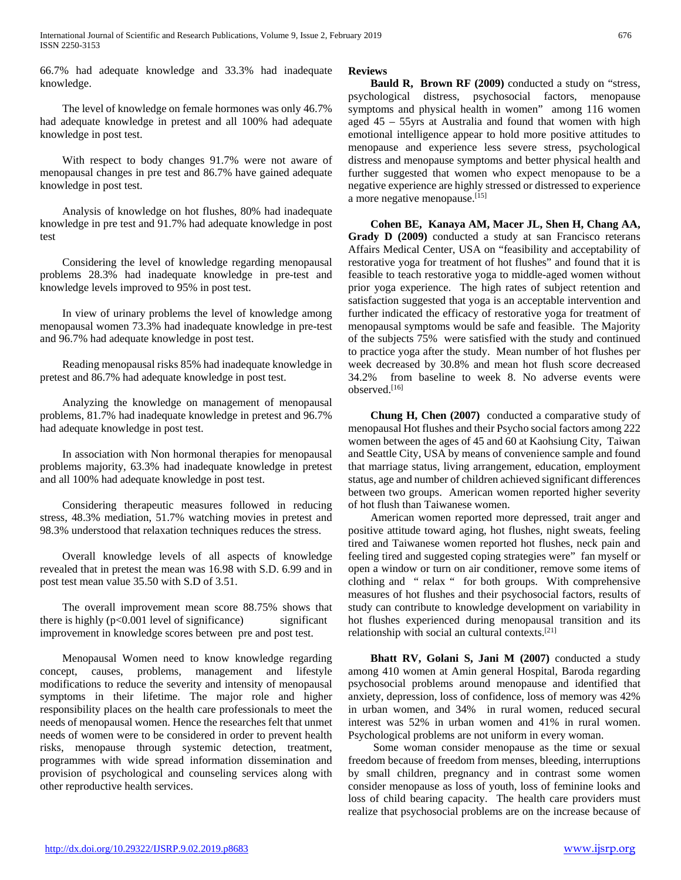66.7% had adequate knowledge and 33.3% had inadequate knowledge.

The level of knowledge on female hormones was only 46.7% had adequate knowledge in pretest and all 100% had adequate knowledge in post test.

With respect to body changes 91.7% were not aware of menopausal changes in pre test and 86.7% have gained adequate knowledge in post test.

Analysis of knowledge on hot flushes, 80% had inadequate knowledge in pre test and 91.7% had adequate knowledge in post test

Considering the level of knowledge regarding menopausal problems 28.3% had inadequate knowledge in pre-test and knowledge levels improved to 95% in post test.

In view of urinary problems the level of knowledge among menopausal women 73.3% had inadequate knowledge in pre-test and 96.7% had adequate knowledge in post test.

Reading menopausal risks 85% had inadequate knowledge in pretest and 86.7% had adequate knowledge in post test.

Analyzing the knowledge on management of menopausal problems, 81.7% had inadequate knowledge in pretest and 96.7% had adequate knowledge in post test.

In association with Non hormonal therapies for menopausal problems majority, 63.3% had inadequate knowledge in pretest and all 100% had adequate knowledge in post test.

Considering therapeutic measures followed in reducing stress, 48.3% mediation, 51.7% watching movies in pretest and 98.3% understood that relaxation techniques reduces the stress.

Overall knowledge levels of all aspects of knowledge revealed that in pretest the mean was 16.98 with S.D. 6.99 and in post test mean value 35.50 with S.D of 3.51.

The overall improvement mean score 88.75% shows that there is highly ($p<0.001$ level of significance) significant improvement in knowledge scores between pre and post test.

Menopausal Women need to know knowledge regarding concept, causes, problems, management and lifestyle modifications to reduce the severity and intensity of menopausal symptoms in their lifetime. The major role and higher responsibility places on the health care professionals to meet the needs of menopausal women. Hence the researches felt that unmet needs of women were to be considered in order to prevent health risks, menopause through systemic detection, treatment, programmes with wide spread information dissemination and provision of psychological and counseling services along with other reproductive health services.

**Reviews**

**Bauld R, Brown RF (2009)** conducted a study on "stress, psychological distress, psychosocial factors, menopause symptoms and physical health in women" among 116 women aged 45 – 55yrs at Australia and found that women with high emotional intelligence appear to hold more positive attitudes to menopause and experience less severe stress, psychological distress and menopause symptoms and better physical health and further suggested that women who expect menopause to be a negative experience are highly stressed or distressed to experience a more negative menopause.[15]

**Cohen BE, Kanaya AM, Macer JL, Shen H, Chang AA, Grady D (2009)** conducted a study at san Francisco reterans Affairs Medical Center, USA on "feasibility and acceptability of restorative yoga for treatment of hot flushes" and found that it is feasible to teach restorative yoga to middle-aged women without prior yoga experience. The high rates of subject retention and satisfaction suggested that yoga is an acceptable intervention and further indicated the efficacy of restorative yoga for treatment of menopausal symptoms would be safe and feasible. The Majority of the subjects 75% were satisfied with the study and continued to practice yoga after the study. Mean number of hot flushes per week decreased by 30.8% and mean hot flush score decreased 34.2% from baseline to week 8. No adverse events were observed.[16]

**Chung H, Chen (2007)** conducted a comparative study of menopausal Hot flushes and their Psycho social factors among 222 women between the ages of 45 and 60 at Kaohsiung City, Taiwan and Seattle City, USA by means of convenience sample and found that marriage status, living arrangement, education, employment status, age and number of children achieved significant differences between two groups. American women reported higher severity of hot flush than Taiwanese women.

American women reported more depressed, trait anger and positive attitude toward aging, hot flushes, night sweats, feeling tired and Taiwanese women reported hot flushes, neck pain and feeling tired and suggested coping strategies were" fan myself or open a window or turn on air conditioner, remove some items of clothing and " relax " for both groups. With comprehensive measures of hot flushes and their psychosocial factors, results of study can contribute to knowledge development on variability in hot flushes experienced during menopausal transition and its relationship with social an cultural contexts.[21]

**Bhatt RV, Golani S, Jani M (2007)** conducted a study among 410 women at Amin general Hospital, Baroda regarding psychosocial problems around menopause and identified that anxiety, depression, loss of confidence, loss of memory was 42% in urban women, and 34% in rural women, reduced secural interest was 52% in urban women and 41% in rural women. Psychological problems are not uniform in every woman.

Some woman consider menopause as the time or sexual freedom because of freedom from menses, bleeding, interruptions by small children, pregnancy and in contrast some women consider menopause as loss of youth, loss of feminine looks and loss of child bearing capacity. The health care providers must realize that psychosocial problems are on the increase because of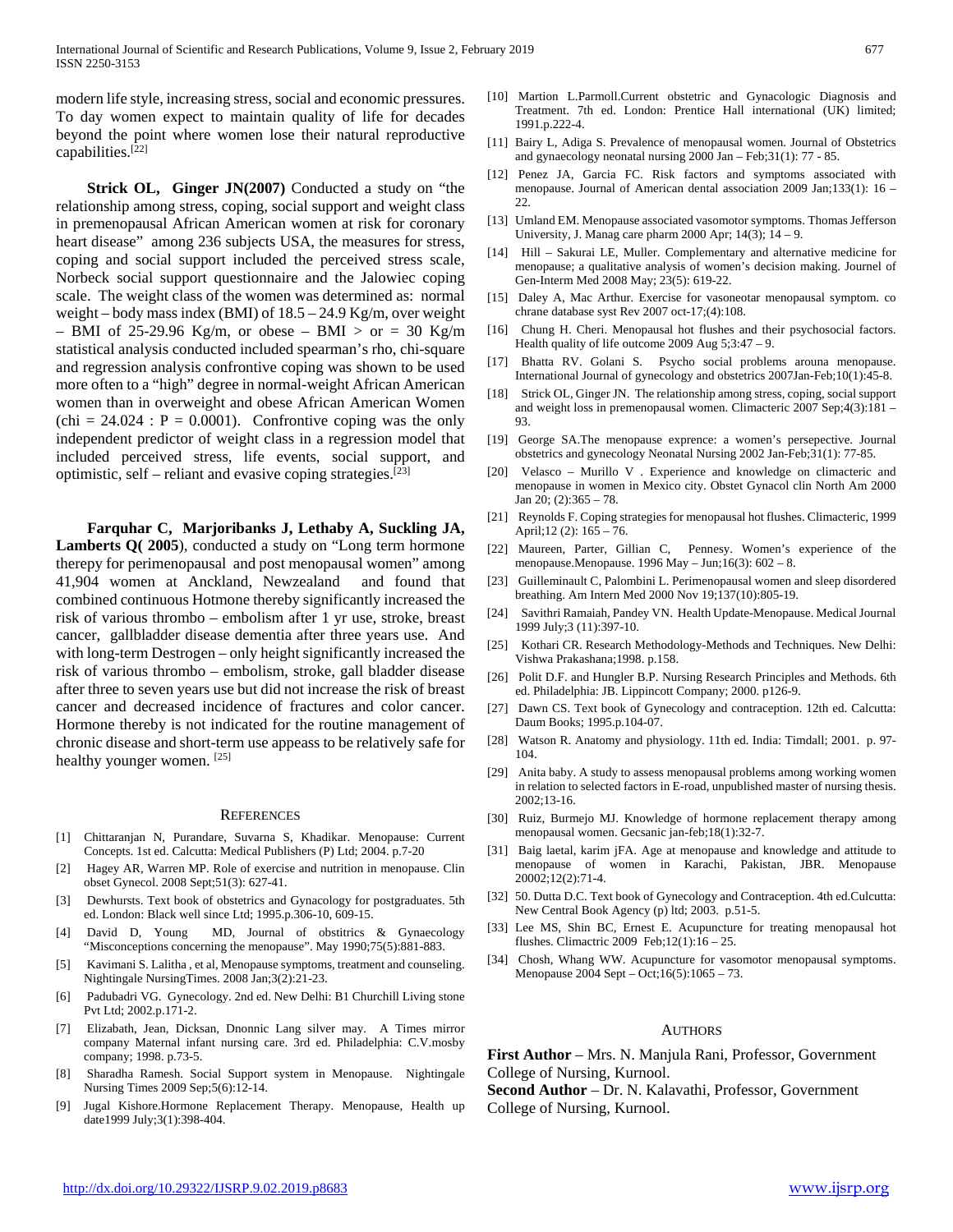modern life style, increasing stress, social and economic pressures. To day women expect to maintain quality of life for decades beyond the point where women lose their natural reproductive capabilities.[22]

**Strick OL, Ginger JN(2007)** Conducted a study on "the relationship among stress, coping, social support and weight class in premenopausal African American women at risk for coronary heart disease" among 236 subjects USA, the measures for stress, coping and social support included the perceived stress scale, Norbeck social support questionnaire and the Jalowiec coping scale. The weight class of the women was determined as: normal weight – body mass index (BMI) of 18.5 – 24.9 Kg/m, over weight – BMI of 25-29.96 Kg/m, or obese – BMI > or = 30 Kg/m statistical analysis conducted included spearman's rho, chi-square and regression analysis confrontive coping was shown to be used more often to a "high" degree in normal-weight African American women than in overweight and obese African American Women (chi = 24.024 : P = 0.0001). Confrontive coping was the only independent predictor of weight class in a regression model that included perceived stress, life events, social support, and optimistic, self – reliant and evasive coping strategies.[23]

**Farquhar C, Marjoribanks J, Lethaby A, Suckling JA, Lamberts Q( 2005**), conducted a study on "Long term hormone therepy for perimenopausal and post menopausal women" among 41,904 women at Anckland, Newzealand and found that combined continuous Hotmone thereby significantly increased the risk of various thrombo – embolism after 1 yr use, stroke, breast cancer, gallbladder disease dementia after three years use. And with long-term Destrogen – only height significantly increased the risk of various thrombo – embolism, stroke, gall bladder disease after three to seven years use but did not increase the risk of breast cancer and decreased incidence of fractures and color cancer. Hormone thereby is not indicated for the routine management of chronic disease and short-term use appeass to be relatively safe for healthy younger women. [25]

## REFERENCES

[1] Chittaranjan N, Purandare, Suvarna S, Khadikar. Menopause: Current Concepts. 1st ed. Calcutta: Medical Publishers (P) Ltd; 2004. p.7-20

[2] Hagey AR, Warren MP. Role of exercise and nutrition in menopause. Clin obset Gynecol. 2008 Sept;51(3): 627-41.

[3] Dewhursts. Text book of obstetrics and Gynacology for postgraduates. 5th ed. London: Black well since Ltd; 1995.p.306-10, 609-15.

[4] David D, Young MD, Journal of obstitrics & Gynaecology "Misconceptions concerning the menopause". May 1990;75(5):881-883.

[5] Kavimani S. Lalitha , et al, Menopause symptoms, treatment and counseling. Nightingale NursingTimes. 2008 Jan;3(2):21-23.

[6] Padubadri VG. Gynecology. 2nd ed. New Delhi: B1 Churchill Living stone Pvt Ltd; 2002.p.171-2.

[7] Elizabath, Jean, Dicksan, Dnonnic Lang silver may. A Times mirror company Maternal infant nursing care. 3rd ed. Philadelphia: C.V.mosby company; 1998. p.73-5.

[8] Sharadha Ramesh. Social Support system in Menopause. Nightingale Nursing Times 2009 Sep;5(6):12-14.

[9] Jugal Kishore.Hormone Replacement Therapy. Menopause, Health up date1999 July;3(1):398-404.

[10] Martion L.Parmoll.Current obstetric and Gynacologic Diagnosis and Treatment. 7th ed. London: Prentice Hall international (UK) limited; 1991.p.222-4.

[11] Bairy L, Adiga S. Prevalence of menopausal women. Journal of Obstetrics and gynaecology neonatal nursing 2000 Jan – Feb;31(1): 77 - 85.

[12] Penez JA, Garcia FC. Risk factors and symptoms associated with menopause. Journal of American dental association 2009 Jan;133(1): 16 – 22.

[13] Umland EM. Menopause associated vasomotor symptoms. Thomas Jefferson University, J. Manag care pharm 2000 Apr; 14(3); 14 – 9.

[14] Hill – Sakurai LE, Muller. Complementary and alternative medicine for menopause; a qualitative analysis of women's decision making. Journel of Gen-Interm Med 2008 May; 23(5): 619-22.

[15] Daley A, Mac Arthur. Exercise for vasoneotar menopausal symptom. co chrane database syst Rev 2007 oct-17;(4):108.

[16] Chung H. Cheri. Menopausal hot flushes and their psychosocial factors. Health quality of life outcome 2009 Aug 5;3:47 – 9.

[17] Bhatta RV. Golani S. Psycho social problems arouna menopause. International Journal of gynecology and obstetrics 2007Jan-Feb;10(1):45-8.

[18] Strick OL, Ginger JN. The relationship among stress, coping, social support and weight loss in premenopausal women. Climacteric 2007 Sep;4(3):181 – 93.

[19] George SA.The menopause exprence: a women's persepective. Journal obstetrics and gynecology Neonatal Nursing 2002 Jan-Feb;31(1): 77-85.

[20] Velasco – Murillo V . Experience and knowledge on climacteric and menopause in women in Mexico city. Obstet Gynacol clin North Am 2000 Jan 20; (2):365 – 78.

[21] Reynolds F. Coping strategies for menopausal hot flushes. Climacteric, 1999 April;12 (2): 165 – 76.

[22] Maureen, Parter, Gillian C, Pennesy. Women's experience of the menopause.Menopause. 1996 May – Jun;16(3): 602 – 8.

[23] Guilleminault C, Palombini L. Perimenopausal women and sleep disordered breathing. Am Intern Med 2000 Nov 19;137(10):805-19.

[24] Savithri Ramaiah, Pandey VN. Health Update-Menopause. Medical Journal 1999 July;3 (11):397-10.

[25] Kothari CR. Research Methodology-Methods and Techniques. New Delhi: Vishwa Prakashana;1998. p.158.

[26] Polit D.F. and Hungler B.P. Nursing Research Principles and Methods. 6th ed. Philadelphia: JB. Lippincott Company; 2000. p126-9.

[27] Dawn CS. Text book of Gynecology and contraception. 12th ed. Calcutta: Daum Books; 1995.p.104-07.

[28] Watson R. Anatomy and physiology. 11th ed. India: Timdall; 2001. p. 97-104.

[29] Anita baby. A study to assess menopausal problems among working women in relation to selected factors in E-road, unpublished master of nursing thesis. 2002;13-16.

[30] Ruiz, Burmejo MJ. Knowledge of hormone replacement therapy among menopausal women. Gecsanic jan-feb;18(1):32-7.

[31] Baig laetal, karim jFA. Age at menopause and knowledge and attitude to menopause of women in Karachi, Pakistan, JBR. Menopause 20002;12(2):71-4.

[32] 50. Dutta D.C. Text book of Gynecology and Contraception. 4th ed.Culcutta: New Central Book Agency (p) ltd; 2003. p.51-5.

[33] Lee MS, Shin BC, Ernest E. Acupuncture for treating menopausal hot flushes. Climactric 2009 Feb;12(1):16 – 25.

[34] Chosh, Whang WW. Acupuncture for vasomotor menopausal symptoms. Menopause 2004 Sept – Oct;16(5):1065 – 73.

## AUTHORS

**First Author** – Mrs. N. Manjula Rani, Professor, Government College of Nursing, Kurnool.

**Second Author** – Dr. N. Kalavathi, Professor, Government College of Nursing, Kurnool.